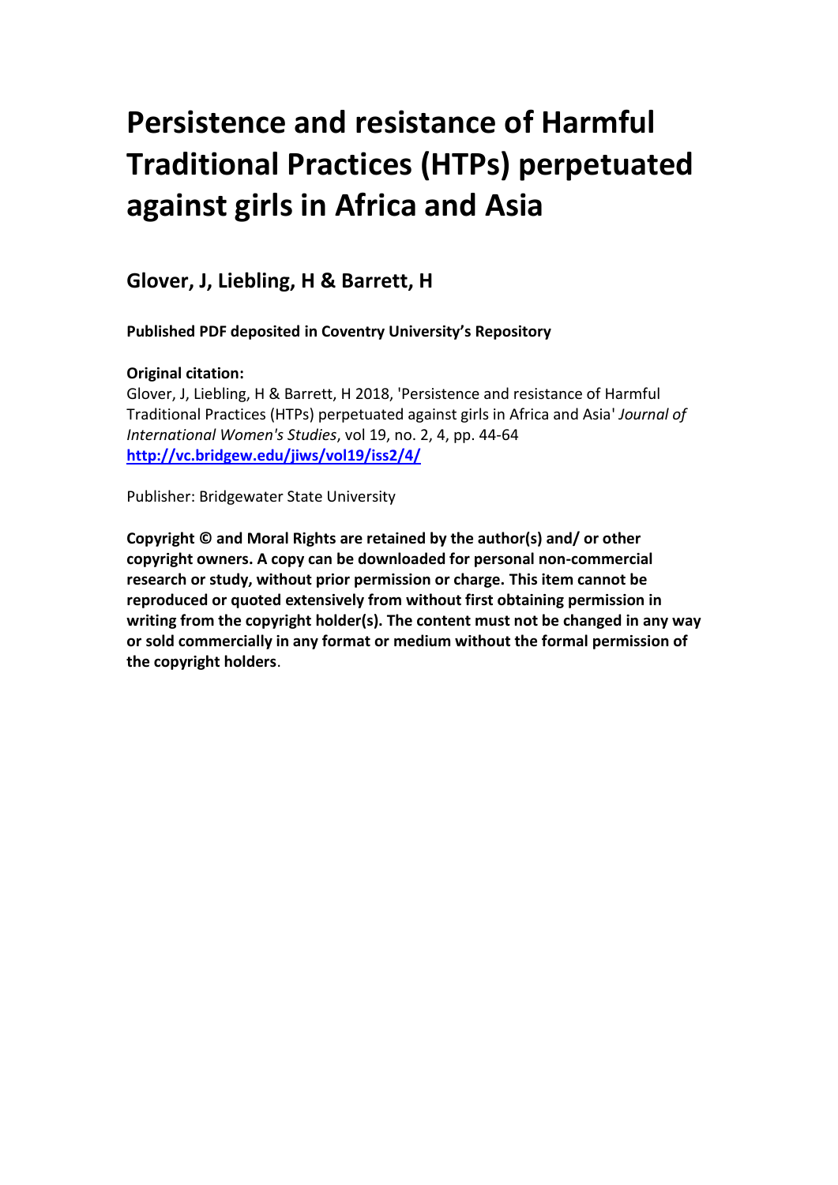# Persistence and resistance of Harmful Traditional Practices (HTPs) perpetuated against girls in Africa and Asia

## Glover, J, Liebling, H & Barrett, H

**Published PDF deposited in Coventry University's Repository**

**Original citation:**
Glover, J, Liebling, H & Barrett, H 2018, 'Persistence and resistance of Harmful Traditional Practices (HTPs) perpetuated against girls in Africa and Asia' *Journal of International Women's Studies*, vol 19, no. 2, 4, pp. 44-64
**http://vc.bridgew.edu/jiws/vol19/iss2/4/**

Publisher: Bridgewater State University

**Copyright © and Moral Rights are retained by the author(s) and/ or other copyright owners. A copy can be downloaded for personal non-commercial research or study, without prior permission or charge. This item cannot be reproduced or quoted extensively from without first obtaining permission in writing from the copyright holder(s). The content must not be changed in any way or sold commercially in any format or medium without the formal permission of the copyright holders**.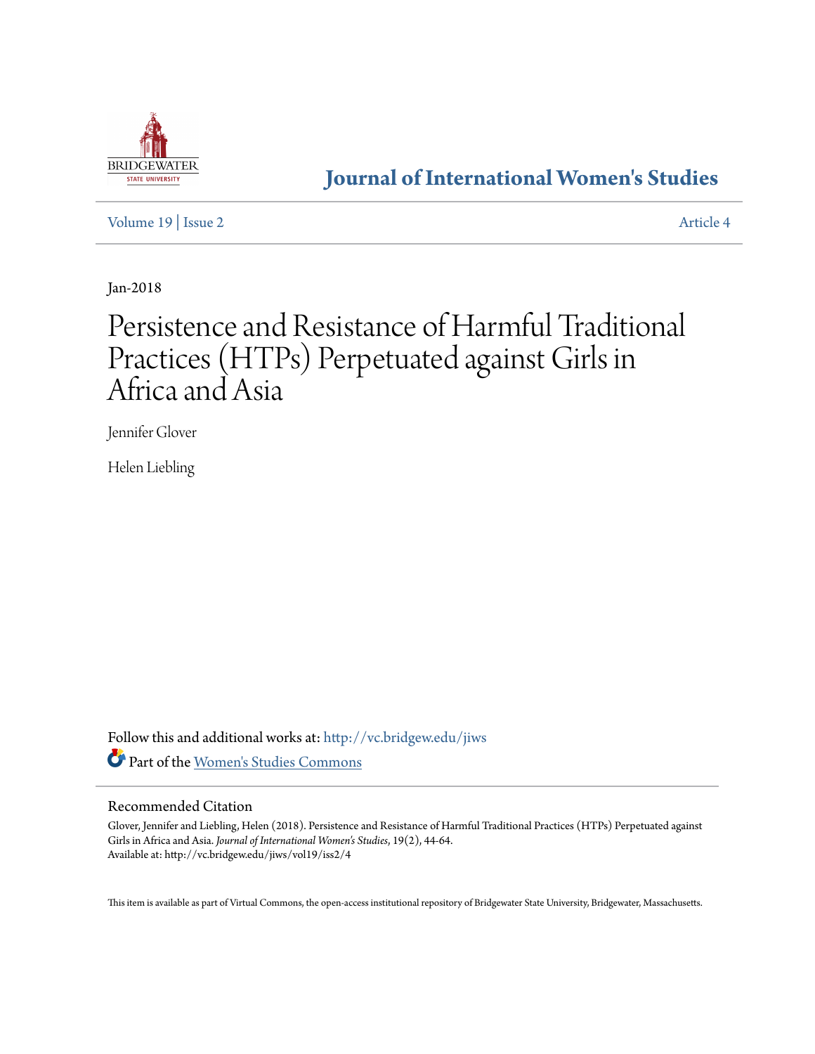# Journal of International Women's Studies

Volume 19 | Issue 2

Article 4

Jan-2018

# Persistence and Resistance of Harmful Traditional Practices (HTPs) Perpetuated against Girls in Africa and Asia

Jennifer Glover

Helen Liebling

Follow this and additional works at: http://vc.bridgew.edu/jiws

Part of the Women's Studies Commons

## Recommended Citation

Glover, Jennifer and Liebling, Helen (2018). Persistence and Resistance of Harmful Traditional Practices (HTPs) Perpetuated against Girls in Africa and Asia. *Journal of International Women's Studies*, 19(2), 44-64.
Available at: http://vc.bridgew.edu/jiws/vol19/iss2/4

This item is available as part of Virtual Commons, the open-access institutional repository of Bridgewater State University, Bridgewater, Massachusetts.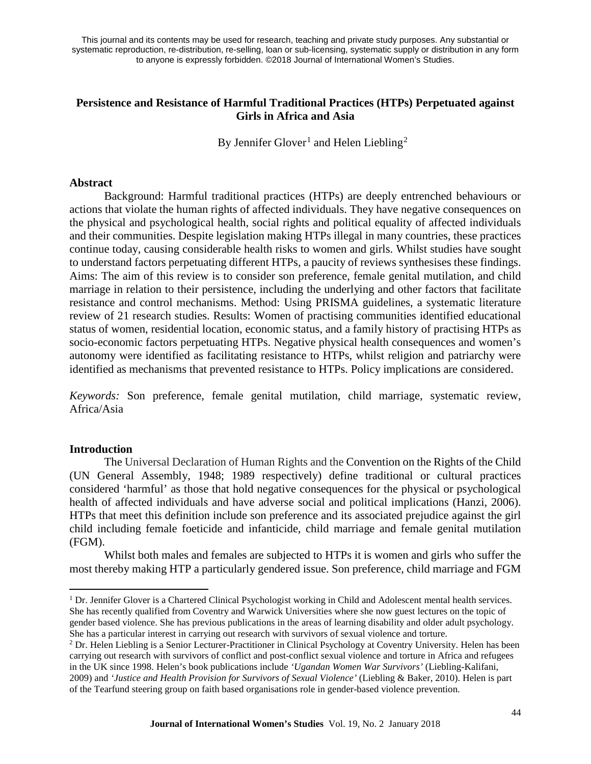This journal and its contents may be used for research, teaching and private study purposes. Any substantial or systematic reproduction, re-distribution, re-selling, loan or sub-licensing, systematic supply or distribution in any form to anyone is expressly forbidden. ©2018 Journal of International Women's Studies.

# Persistence and Resistance of Harmful Traditional Practices (HTPs) Perpetuated against Girls in Africa and Asia

By Jennifer Glover[1] and Helen Liebling[2]

## Abstract

Background: Harmful traditional practices (HTPs) are deeply entrenched behaviours or actions that violate the human rights of affected individuals. They have negative consequences on the physical and psychological health, social rights and political equality of affected individuals and their communities. Despite legislation making HTPs illegal in many countries, these practices continue today, causing considerable health risks to women and girls. Whilst studies have sought to understand factors perpetuating different HTPs, a paucity of reviews synthesises these findings. Aims: The aim of this review is to consider son preference, female genital mutilation, and child marriage in relation to their persistence, including the underlying and other factors that facilitate resistance and control mechanisms. Method: Using PRISMA guidelines, a systematic literature review of 21 research studies. Results: Women of practising communities identified educational status of women, residential location, economic status, and a family history of practising HTPs as socio-economic factors perpetuating HTPs. Negative physical health consequences and women's autonomy were identified as facilitating resistance to HTPs, whilst religion and patriarchy were identified as mechanisms that prevented resistance to HTPs. Policy implications are considered.

*Keywords:* Son preference, female genital mutilation, child marriage, systematic review, Africa/Asia

## Introduction

The Universal Declaration of Human Rights and the Convention on the Rights of the Child (UN General Assembly, 1948; 1989 respectively) define traditional or cultural practices considered 'harmful' as those that hold negative consequences for the physical or psychological health of affected individuals and have adverse social and political implications (Hanzi, 2006). HTPs that meet this definition include son preference and its associated prejudice against the girl child including female foeticide and infanticide, child marriage and female genital mutilation (FGM).

Whilst both males and females are subjected to HTPs it is women and girls who suffer the most thereby making HTP a particularly gendered issue. Son preference, child marriage and FGM

[1] Dr. Jennifer Glover is a Chartered Clinical Psychologist working in Child and Adolescent mental health services. She has recently qualified from Coventry and Warwick Universities where she now guest lectures on the topic of gender based violence. She has previous publications in the areas of learning disability and older adult psychology. She has a particular interest in carrying out research with survivors of sexual violence and torture.

[2] Dr. Helen Liebling is a Senior Lecturer-Practitioner in Clinical Psychology at Coventry University. Helen has been carrying out research with survivors of conflict and post-conflict sexual violence and torture in Africa and refugees in the UK since 1998. Helen's book publications include *'Ugandan Women War Survivors'* (Liebling-Kalifani, 2009) and *'Justice and Health Provision for Survivors of Sexual Violence'* (Liebling & Baker, 2010). Helen is part of the Tearfund steering group on faith based organisations role in gender-based violence prevention.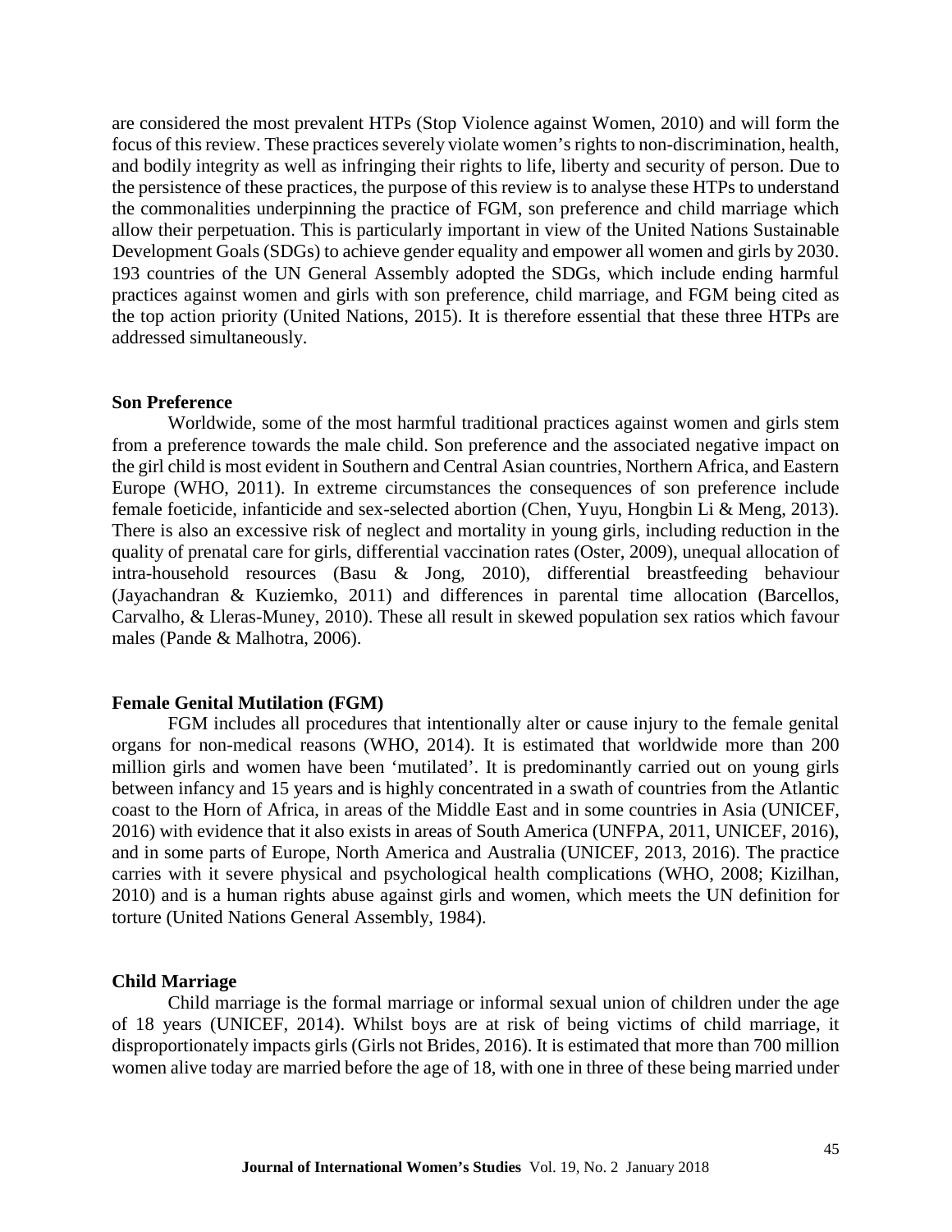are considered the most prevalent HTPs (Stop Violence against Women, 2010) and will form the focus of this review. These practices severely violate women's rights to non-discrimination, health, and bodily integrity as well as infringing their rights to life, liberty and security of person. Due to the persistence of these practices, the purpose of this review is to analyse these HTPs to understand the commonalities underpinning the practice of FGM, son preference and child marriage which allow their perpetuation. This is particularly important in view of the United Nations Sustainable Development Goals (SDGs) to achieve gender equality and empower all women and girls by 2030. 193 countries of the UN General Assembly adopted the SDGs, which include ending harmful practices against women and girls with son preference, child marriage, and FGM being cited as the top action priority (United Nations, 2015). It is therefore essential that these three HTPs are addressed simultaneously.

## Son Preference

Worldwide, some of the most harmful traditional practices against women and girls stem from a preference towards the male child. Son preference and the associated negative impact on the girl child is most evident in Southern and Central Asian countries, Northern Africa, and Eastern Europe (WHO, 2011). In extreme circumstances the consequences of son preference include female foeticide, infanticide and sex-selected abortion (Chen, Yuyu, Hongbin Li & Meng, 2013). There is also an excessive risk of neglect and mortality in young girls, including reduction in the quality of prenatal care for girls, differential vaccination rates (Oster, 2009), unequal allocation of intra-household resources (Basu & Jong, 2010), differential breastfeeding behaviour (Jayachandran & Kuziemko, 2011) and differences in parental time allocation (Barcellos, Carvalho, & Lleras-Muney, 2010). These all result in skewed population sex ratios which favour males (Pande & Malhotra, 2006).

## Female Genital Mutilation (FGM)

FGM includes all procedures that intentionally alter or cause injury to the female genital organs for non-medical reasons (WHO, 2014). It is estimated that worldwide more than 200 million girls and women have been 'mutilated'. It is predominantly carried out on young girls between infancy and 15 years and is highly concentrated in a swath of countries from the Atlantic coast to the Horn of Africa, in areas of the Middle East and in some countries in Asia (UNICEF, 2016) with evidence that it also exists in areas of South America (UNFPA, 2011, UNICEF, 2016), and in some parts of Europe, North America and Australia (UNICEF, 2013, 2016). The practice carries with it severe physical and psychological health complications (WHO, 2008; Kizilhan, 2010) and is a human rights abuse against girls and women, which meets the UN definition for torture (United Nations General Assembly, 1984).

## Child Marriage

Child marriage is the formal marriage or informal sexual union of children under the age of 18 years (UNICEF, 2014). Whilst boys are at risk of being victims of child marriage, it disproportionately impacts girls (Girls not Brides, 2016). It is estimated that more than 700 million women alive today are married before the age of 18, with one in three of these being married under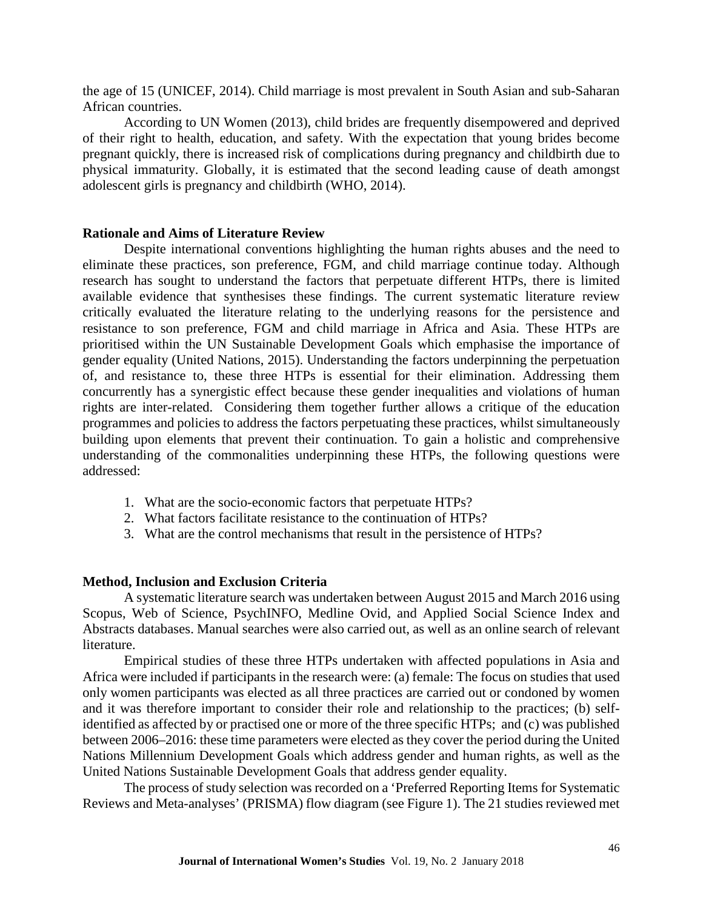the age of 15 (UNICEF, 2014). Child marriage is most prevalent in South Asian and sub-Saharan African countries.

According to UN Women (2013), child brides are frequently disempowered and deprived of their right to health, education, and safety. With the expectation that young brides become pregnant quickly, there is increased risk of complications during pregnancy and childbirth due to physical immaturity. Globally, it is estimated that the second leading cause of death amongst adolescent girls is pregnancy and childbirth (WHO, 2014).

## Rationale and Aims of Literature Review

Despite international conventions highlighting the human rights abuses and the need to eliminate these practices, son preference, FGM, and child marriage continue today. Although research has sought to understand the factors that perpetuate different HTPs, there is limited available evidence that synthesises these findings. The current systematic literature review critically evaluated the literature relating to the underlying reasons for the persistence and resistance to son preference, FGM and child marriage in Africa and Asia. These HTPs are prioritised within the UN Sustainable Development Goals which emphasise the importance of gender equality (United Nations, 2015). Understanding the factors underpinning the perpetuation of, and resistance to, these three HTPs is essential for their elimination. Addressing them concurrently has a synergistic effect because these gender inequalities and violations of human rights are inter-related. Considering them together further allows a critique of the education programmes and policies to address the factors perpetuating these practices, whilst simultaneously building upon elements that prevent their continuation. To gain a holistic and comprehensive understanding of the commonalities underpinning these HTPs, the following questions were addressed:

1. What are the socio-economic factors that perpetuate HTPs?
2. What factors facilitate resistance to the continuation of HTPs?
3. What are the control mechanisms that result in the persistence of HTPs?

## Method, Inclusion and Exclusion Criteria

A systematic literature search was undertaken between August 2015 and March 2016 using Scopus, Web of Science, PsychINFO, Medline Ovid, and Applied Social Science Index and Abstracts databases. Manual searches were also carried out, as well as an online search of relevant literature.

Empirical studies of these three HTPs undertaken with affected populations in Asia and Africa were included if participants in the research were: (a) female: The focus on studies that used only women participants was elected as all three practices are carried out or condoned by women and it was therefore important to consider their role and relationship to the practices; (b) self-identified as affected by or practised one or more of the three specific HTPs; and (c) was published between 2006–2016: these time parameters were elected as they cover the period during the United Nations Millennium Development Goals which address gender and human rights, as well as the United Nations Sustainable Development Goals that address gender equality.

The process of study selection was recorded on a 'Preferred Reporting Items for Systematic Reviews and Meta-analyses' (PRISMA) flow diagram (see Figure 1). The 21 studies reviewed met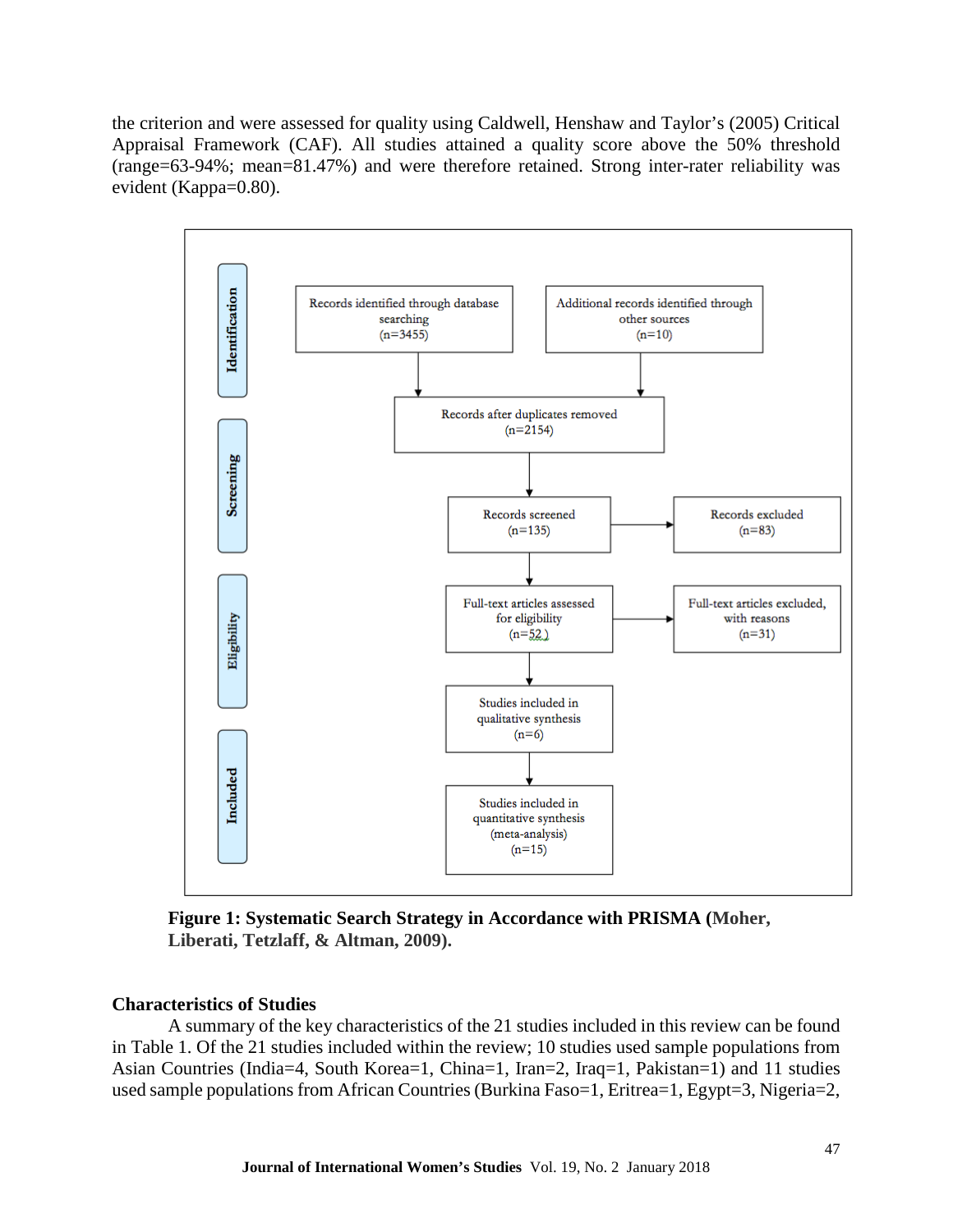the criterion and were assessed for quality using Caldwell, Henshaw and Taylor's (2005) Critical Appraisal Framework (CAF). All studies attained a quality score above the 50% threshold (range=63-94%; mean=81.47%) and were therefore retained. Strong inter-rater reliability was evident (Kappa=0.80).

**Identification**

- Records identified through database searching (n=3455)
- Additional records identified through other sources (n=10)

**Screening**

- Records after duplicates removed (n=2154)
- Records screened (n=135)
- Records excluded (n=83)

**Eligibility**

- Full-text articles assessed for eligibility (n=52)
- Full-text articles excluded, with reasons (n=31)

**Included**

- Studies included in qualitative synthesis (n=6)
- Studies included in quantitative synthesis (meta-analysis) (n=15)

**Figure 1: Systematic Search Strategy in Accordance with PRISMA (Moher, Liberati, Tetzlaff, & Altman, 2009).**

### Characteristics of Studies

A summary of the key characteristics of the 21 studies included in this review can be found in Table 1. Of the 21 studies included within the review; 10 studies used sample populations from Asian Countries (India=4, South Korea=1, China=1, Iran=2, Iraq=1, Pakistan=1) and 11 studies used sample populations from African Countries (Burkina Faso=1, Eritrea=1, Egypt=3, Nigeria=2,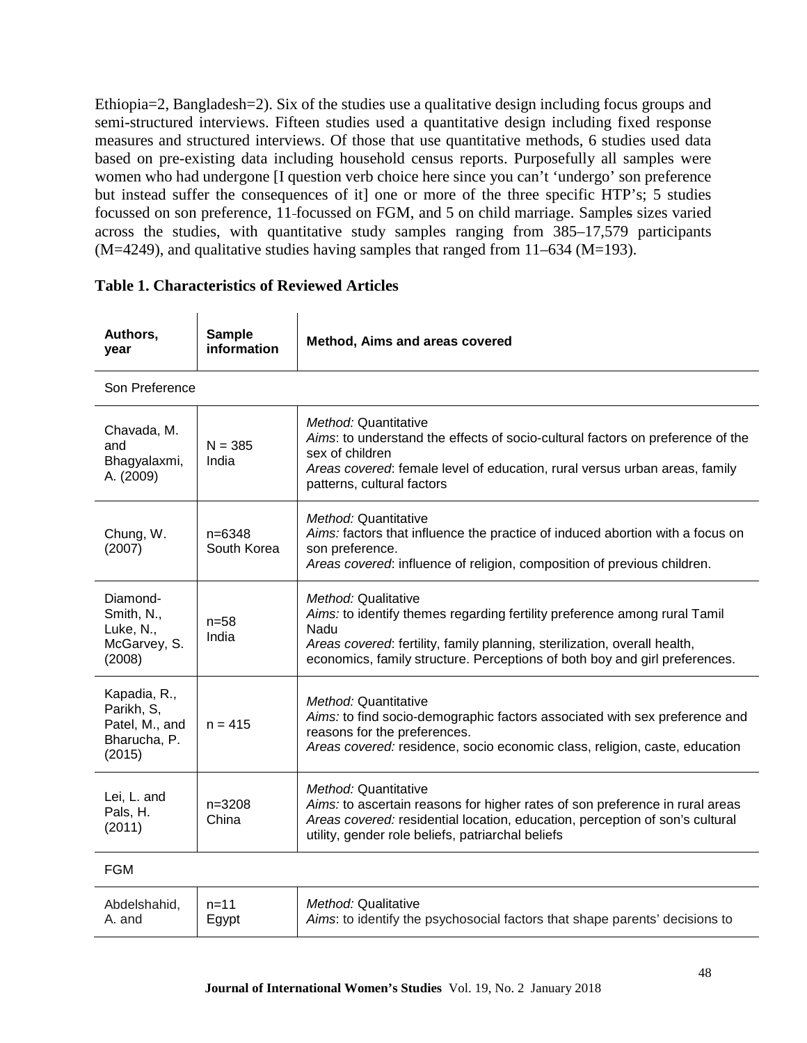Ethiopia=2, Bangladesh=2). Six of the studies use a qualitative design including focus groups and semi-structured interviews. Fifteen studies used a quantitative design including fixed response measures and structured interviews. Of those that use quantitative methods, 6 studies used data based on pre-existing data including household census reports. Purposefully all samples were women who had undergone [I question verb choice here since you can't 'undergo' son preference but instead suffer the consequences of it] one or more of the three specific HTP's; 5 studies focussed on son preference, 11-focussed on FGM, and 5 on child marriage. Samples sizes varied across the studies, with quantitative study samples ranging from 385–17,579 participants (M=4249), and qualitative studies having samples that ranged from 11–634 (M=193).

**Table 1. Characteristics of Reviewed Articles**

| Authors, year | Sample information | Method, Aims and areas covered |
|---|---|---|
| Son Preference | | |
| Chavada, M. and Bhagyalaxmi, A. (2009) | N = 385 India | *Method:* Quantitative<br>*Aims*: to understand the effects of socio-cultural factors on preference of the sex of children<br>*Areas covered*: female level of education, rural versus urban areas, family patterns, cultural factors |
| Chung, W. (2007) | n=6348 South Korea | *Method:* Quantitative<br>*Aims:* factors that influence the practice of induced abortion with a focus on son preference.<br>*Areas covered*: influence of religion, composition of previous children. |
| Diamond-Smith, N., Luke, N., McGarvey, S. (2008) | n=58 India | *Method:* Qualitative<br>*Aims:* to identify themes regarding fertility preference among rural Tamil Nadu<br>*Areas covered*: fertility, family planning, sterilization, overall health, economics, family structure. Perceptions of both boy and girl preferences. |
| Kapadia, R., Parikh, S, Patel, M., and Bharucha, P. (2015) | n = 415 | *Method:* Quantitative<br>*Aims:* to find socio-demographic factors associated with sex preference and reasons for the preferences.<br>*Areas covered:* residence, socio economic class, religion, caste, education |
| Lei, L. and Pals, H. (2011) | n=3208 China | *Method:* Quantitative<br>*Aims:* to ascertain reasons for higher rates of son preference in rural areas<br>*Areas covered:* residential location, education, perception of son's cultural utility, gender role beliefs, patriarchal beliefs |
| FGM | | |
| Abdelshahid, A. and | n=11 Egypt | *Method:* Qualitative<br>*Aims*: to identify the psychosocial factors that shape parents' decisions to |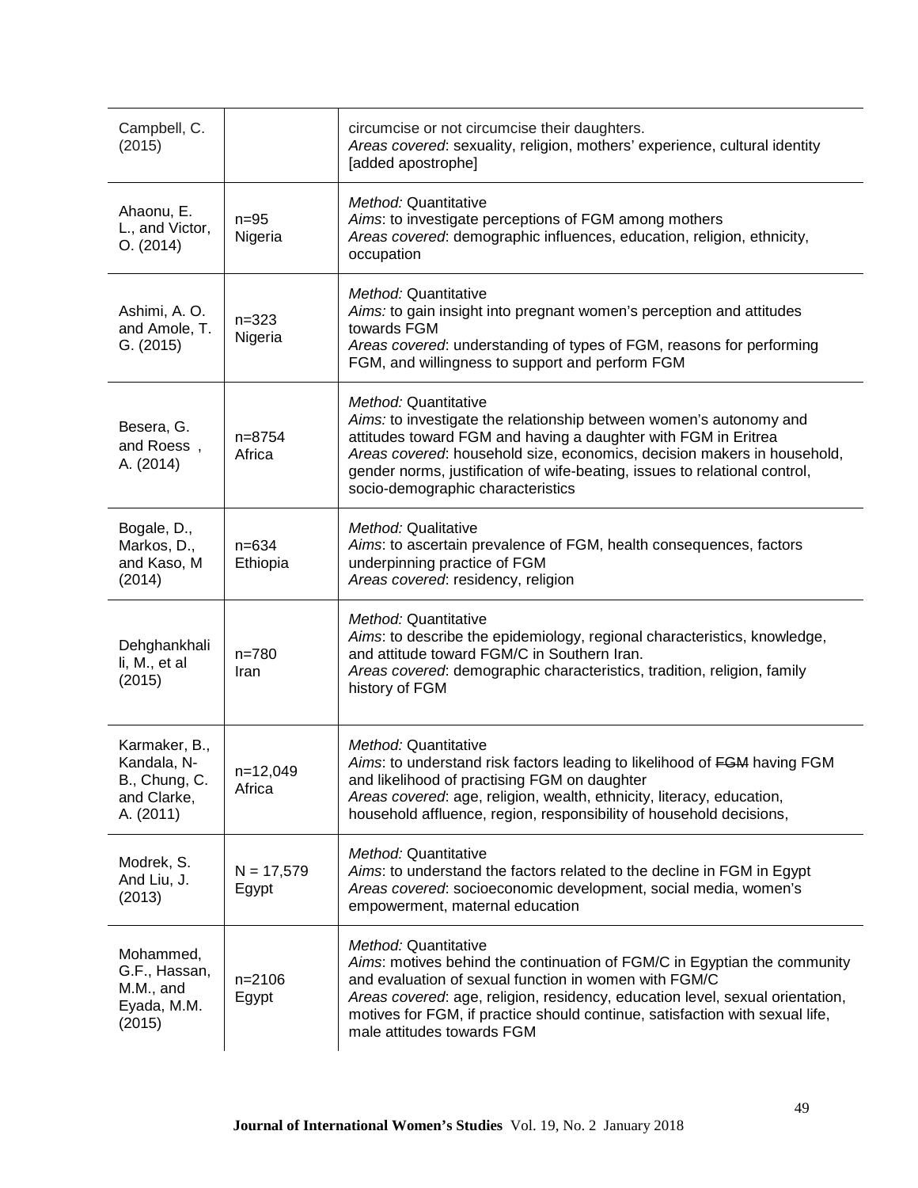| | | |
|---|---|---|
| Campbell, C. (2015) | | circumcise or not circumcise their daughters.<br>*Areas covered*: sexuality, religion, mothers' experience, cultural identity [added apostrophe] |
| Ahaonu, E. L., and Victor, O. (2014) | n=95<br>Nigeria | *Method:* Quantitative<br>*Aims*: to investigate perceptions of FGM among mothers<br>*Areas covered*: demographic influences, education, religion, ethnicity, occupation |
| Ashimi, A. O. and Amole, T. G. (2015) | n=323<br>Nigeria | *Method:* Quantitative<br>*Aims:* to gain insight into pregnant women's perception and attitudes towards FGM<br>*Areas covered*: understanding of types of FGM, reasons for performing FGM, and willingness to support and perform FGM |
| Besera, G. and Roess , A. (2014) | n=8754<br>Africa | *Method:* Quantitative<br>*Aims:* to investigate the relationship between women's autonomy and attitudes toward FGM and having a daughter with FGM in Eritrea<br>*Areas covered*: household size, economics, decision makers in household, gender norms, justification of wife-beating, issues to relational control, socio-demographic characteristics |
| Bogale, D., Markos, D., and Kaso, M (2014) | n=634<br>Ethiopia | *Method:* Qualitative<br>*Aims*: to ascertain prevalence of FGM, health consequences, factors underpinning practice of FGM<br>*Areas covered*: residency, religion |
| Dehghankhalili, M., et al (2015) | n=780<br>Iran | *Method:* Quantitative<br>*Aims*: to describe the epidemiology, regional characteristics, knowledge, and attitude toward FGM/C in Southern Iran.<br>*Areas covered*: demographic characteristics, tradition, religion, family history of FGM |
| Karmaker, B., Kandala, N-B., Chung, C. and Clarke, A. (2011) | n=12,049<br>Africa | *Method:* Quantitative<br>*Aims*: to understand risk factors leading to likelihood of ~~FGM~~ having FGM and likelihood of practising FGM on daughter<br>*Areas covered*: age, religion, wealth, ethnicity, literacy, education, household affluence, region, responsibility of household decisions, |
| Modrek, S. And Liu, J. (2013) | N = 17,579<br>Egypt | *Method:* Quantitative<br>*Aims*: to understand the factors related to the decline in FGM in Egypt<br>*Areas covered*: socioeconomic development, social media, women's empowerment, maternal education |
| Mohammed, G.F., Hassan, M.M., and Eyada, M.M. (2015) | n=2106<br>Egypt | *Method:* Quantitative<br>*Aims*: motives behind the continuation of FGM/C in Egyptian the community and evaluation of sexual function in women with FGM/C<br>*Areas covered*: age, religion, residency, education level, sexual orientation, motives for FGM, if practice should continue, satisfaction with sexual life, male attitudes towards FGM |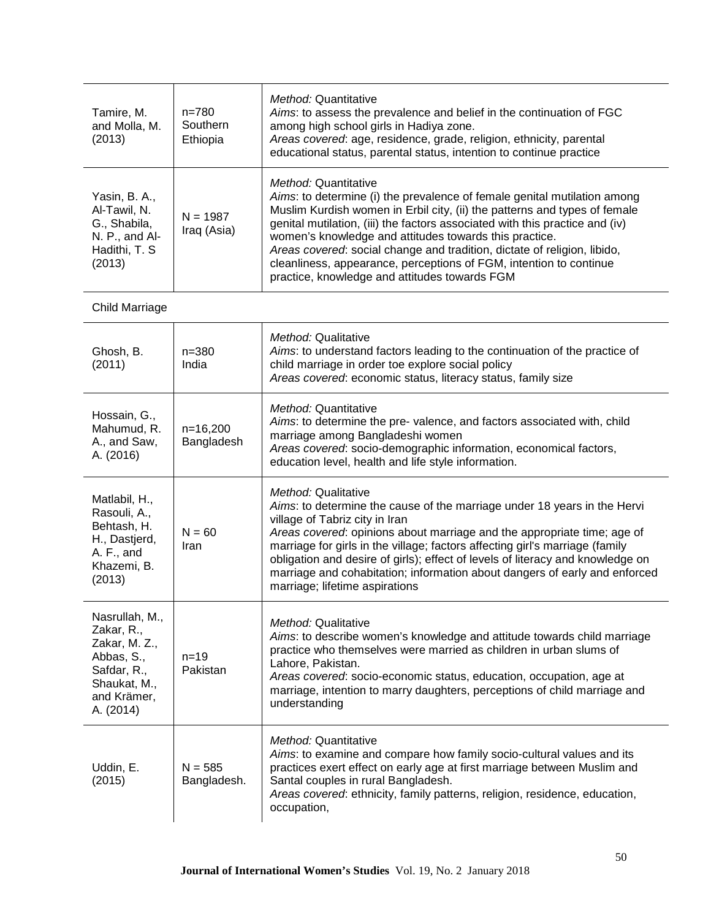| | | |
|---|---|---|
| Tamire, M. and Molla, M. (2013) | n=780 Southern Ethiopia | *Method:* Quantitative<br>*Aims*: to assess the prevalence and belief in the continuation of FGC among high school girls in Hadiya zone.<br>*Areas covered*: age, residence, grade, religion, ethnicity, parental educational status, parental status, intention to continue practice |
| Yasin, B. A., Al-Tawil, N. G., Shabila, N. P., and Al-Hadithi, T. S (2013) | N = 1987 Iraq (Asia) | *Method:* Quantitative<br>*Aims*: to determine (i) the prevalence of female genital mutilation among Muslim Kurdish women in Erbil city, (ii) the patterns and types of female genital mutilation, (iii) the factors associated with this practice and (iv) women's knowledge and attitudes towards this practice.<br>*Areas covered*: social change and tradition, dictate of religion, libido, cleanliness, appearance, perceptions of FGM, intention to continue practice, knowledge and attitudes towards FGM |

Child Marriage

| | | |
|---|---|---|
| Ghosh, B. (2011) | n=380 India | *Method:* Qualitative<br>*Aims*: to understand factors leading to the continuation of the practice of child marriage in order toe explore social policy<br>*Areas covered*: economic status, literacy status, family size |
| Hossain, G., Mahumud, R. A., and Saw, A. (2016) | n=16,200 Bangladesh | *Method:* Quantitative<br>*Aims*: to determine the pre- valence, and factors associated with, child marriage among Bangladeshi women<br>*Areas covered*: socio-demographic information, economical factors, education level, health and life style information. |
| Matlabil, H., Rasouli, A., Behtash, H. H., Dastjerd, A. F., and Khazemi, B. (2013) | N = 60 Iran | *Method:* Qualitative<br>*Aims*: to determine the cause of the marriage under 18 years in the Hervi village of Tabriz city in Iran<br>*Areas covered*: opinions about marriage and the appropriate time; age of marriage for girls in the village; factors affecting girl's marriage (family obligation and desire of girls); effect of levels of literacy and knowledge on marriage and cohabitation; information about dangers of early and enforced marriage; lifetime aspirations |
| Nasrullah, M., Zakar, R., Zakar, M. Z., Abbas, S., Safdar, R., Shaukat, M., and Krämer, A. (2014) | n=19 Pakistan | *Method:* Qualitative<br>*Aims*: to describe women's knowledge and attitude towards child marriage practice who themselves were married as children in urban slums of Lahore, Pakistan.<br>*Areas covered*: socio-economic status, education, occupation, age at marriage, intention to marry daughters, perceptions of child marriage and understanding |
| Uddin, E. (2015) | N = 585 Bangladesh. | *Method:* Quantitative<br>*Aims*: to examine and compare how family socio-cultural values and its practices exert effect on early age at first marriage between Muslim and Santal couples in rural Bangladesh.<br>*Areas covered*: ethnicity, family patterns, religion, residence, education, occupation, |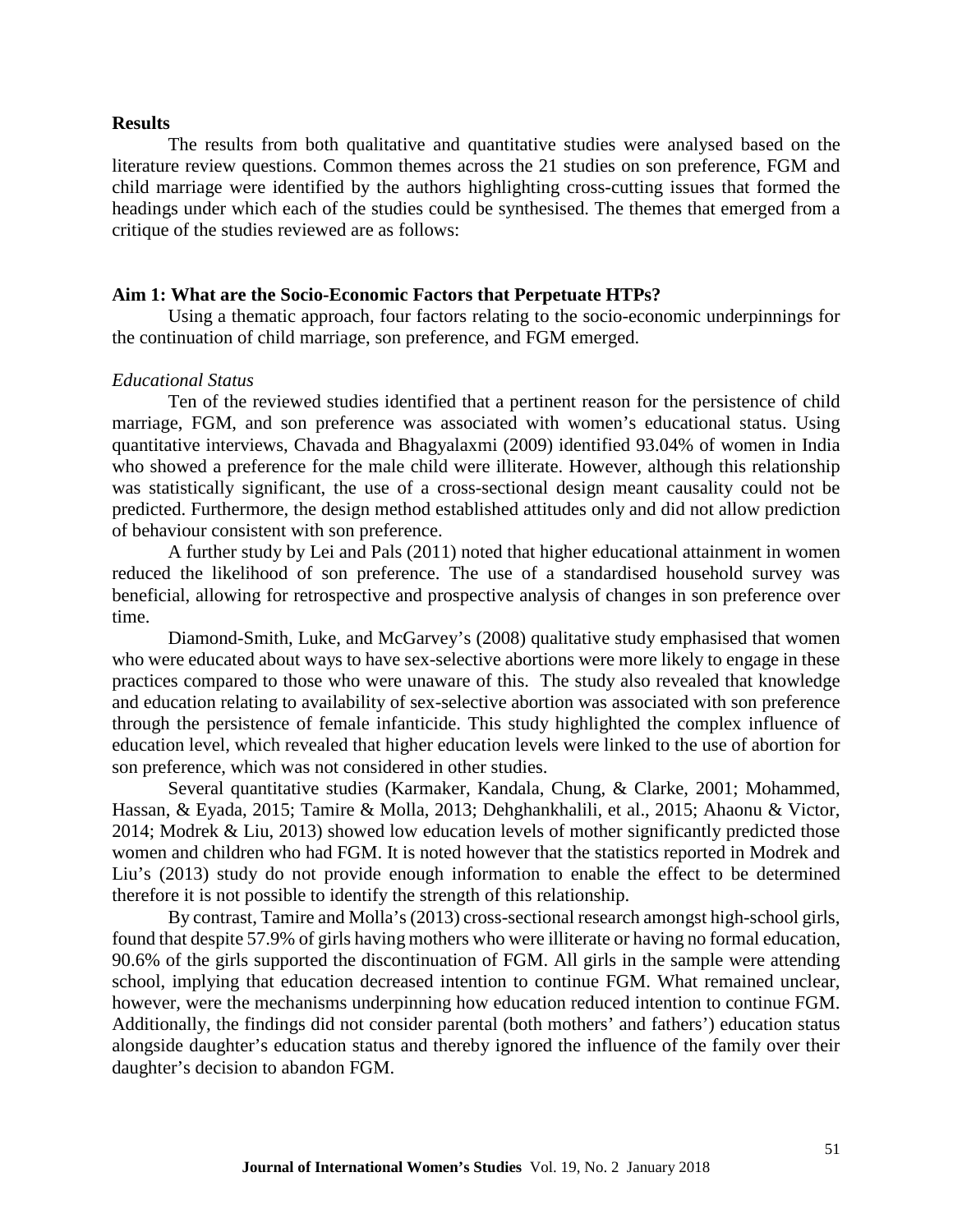## Results

The results from both qualitative and quantitative studies were analysed based on the literature review questions. Common themes across the 21 studies on son preference, FGM and child marriage were identified by the authors highlighting cross-cutting issues that formed the headings under which each of the studies could be synthesised. The themes that emerged from a critique of the studies reviewed are as follows:

## Aim 1: What are the Socio-Economic Factors that Perpetuate HTPs?

Using a thematic approach, four factors relating to the socio-economic underpinnings for the continuation of child marriage, son preference, and FGM emerged.

### *Educational Status*

Ten of the reviewed studies identified that a pertinent reason for the persistence of child marriage, FGM, and son preference was associated with women's educational status. Using quantitative interviews, Chavada and Bhagyalaxmi (2009) identified 93.04% of women in India who showed a preference for the male child were illiterate. However, although this relationship was statistically significant, the use of a cross-sectional design meant causality could not be predicted. Furthermore, the design method established attitudes only and did not allow prediction of behaviour consistent with son preference.

A further study by Lei and Pals (2011) noted that higher educational attainment in women reduced the likelihood of son preference. The use of a standardised household survey was beneficial, allowing for retrospective and prospective analysis of changes in son preference over time.

Diamond-Smith, Luke, and McGarvey's (2008) qualitative study emphasised that women who were educated about ways to have sex-selective abortions were more likely to engage in these practices compared to those who were unaware of this. The study also revealed that knowledge and education relating to availability of sex-selective abortion was associated with son preference through the persistence of female infanticide. This study highlighted the complex influence of education level, which revealed that higher education levels were linked to the use of abortion for son preference, which was not considered in other studies.

Several quantitative studies (Karmaker, Kandala, Chung, & Clarke, 2001; Mohammed, Hassan, & Eyada, 2015; Tamire & Molla, 2013; Dehghankhalili, et al., 2015; Ahaonu & Victor, 2014; Modrek & Liu, 2013) showed low education levels of mother significantly predicted those women and children who had FGM. It is noted however that the statistics reported in Modrek and Liu's (2013) study do not provide enough information to enable the effect to be determined therefore it is not possible to identify the strength of this relationship.

By contrast, Tamire and Molla's (2013) cross-sectional research amongst high-school girls, found that despite 57.9% of girls having mothers who were illiterate or having no formal education, 90.6% of the girls supported the discontinuation of FGM. All girls in the sample were attending school, implying that education decreased intention to continue FGM. What remained unclear, however, were the mechanisms underpinning how education reduced intention to continue FGM. Additionally, the findings did not consider parental (both mothers' and fathers') education status alongside daughter's education status and thereby ignored the influence of the family over their daughter's decision to abandon FGM.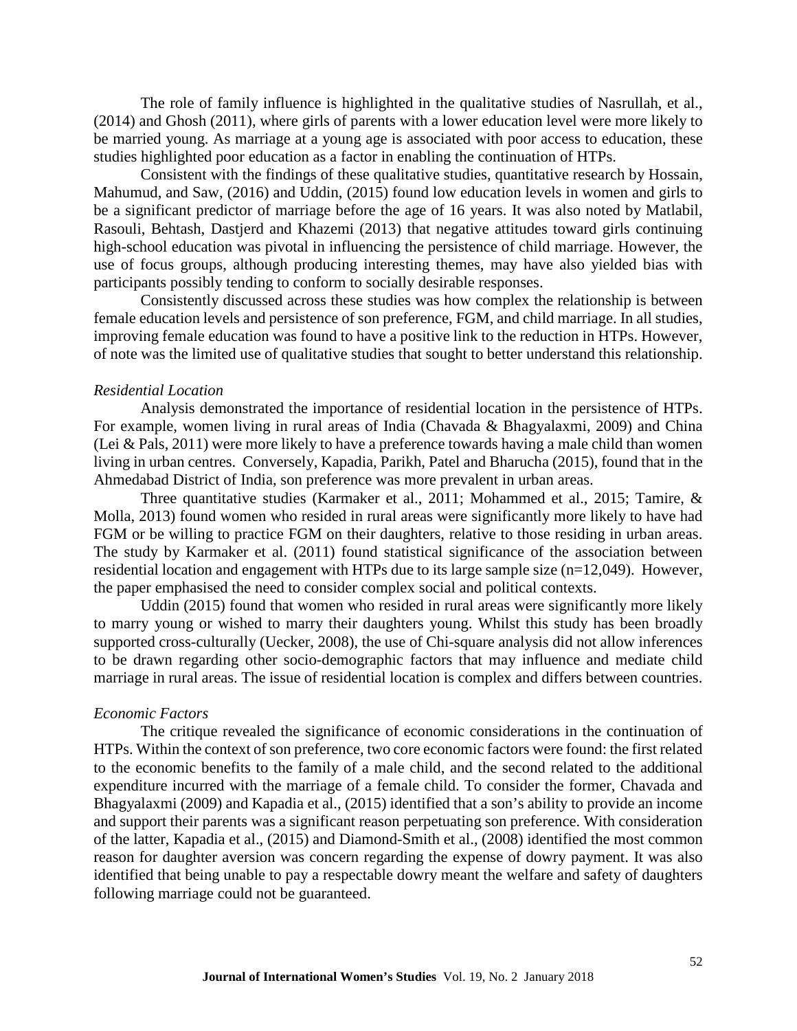The role of family influence is highlighted in the qualitative studies of Nasrullah, et al., (2014) and Ghosh (2011), where girls of parents with a lower education level were more likely to be married young. As marriage at a young age is associated with poor access to education, these studies highlighted poor education as a factor in enabling the continuation of HTPs.

Consistent with the findings of these qualitative studies, quantitative research by Hossain, Mahumud, and Saw, (2016) and Uddin, (2015) found low education levels in women and girls to be a significant predictor of marriage before the age of 16 years. It was also noted by Matlabil, Rasouli, Behtash, Dastjerd and Khazemi (2013) that negative attitudes toward girls continuing high-school education was pivotal in influencing the persistence of child marriage. However, the use of focus groups, although producing interesting themes, may have also yielded bias with participants possibly tending to conform to socially desirable responses.

Consistently discussed across these studies was how complex the relationship is between female education levels and persistence of son preference, FGM, and child marriage. In all studies, improving female education was found to have a positive link to the reduction in HTPs. However, of note was the limited use of qualitative studies that sought to better understand this relationship.

### *Residential Location*

Analysis demonstrated the importance of residential location in the persistence of HTPs. For example, women living in rural areas of India (Chavada & Bhagyalaxmi, 2009) and China (Lei & Pals, 2011) were more likely to have a preference towards having a male child than women living in urban centres. Conversely, Kapadia, Parikh, Patel and Bharucha (2015), found that in the Ahmedabad District of India, son preference was more prevalent in urban areas.

Three quantitative studies (Karmaker et al., 2011; Mohammed et al., 2015; Tamire, & Molla, 2013) found women who resided in rural areas were significantly more likely to have had FGM or be willing to practice FGM on their daughters, relative to those residing in urban areas. The study by Karmaker et al. (2011) found statistical significance of the association between residential location and engagement with HTPs due to its large sample size (n=12,049). However, the paper emphasised the need to consider complex social and political contexts.

Uddin (2015) found that women who resided in rural areas were significantly more likely to marry young or wished to marry their daughters young. Whilst this study has been broadly supported cross-culturally (Uecker, 2008), the use of Chi-square analysis did not allow inferences to be drawn regarding other socio-demographic factors that may influence and mediate child marriage in rural areas. The issue of residential location is complex and differs between countries.

### *Economic Factors*

The critique revealed the significance of economic considerations in the continuation of HTPs. Within the context of son preference, two core economic factors were found: the first related to the economic benefits to the family of a male child, and the second related to the additional expenditure incurred with the marriage of a female child. To consider the former, Chavada and Bhagyalaxmi (2009) and Kapadia et al., (2015) identified that a son's ability to provide an income and support their parents was a significant reason perpetuating son preference. With consideration of the latter, Kapadia et al., (2015) and Diamond-Smith et al., (2008) identified the most common reason for daughter aversion was concern regarding the expense of dowry payment. It was also identified that being unable to pay a respectable dowry meant the welfare and safety of daughters following marriage could not be guaranteed.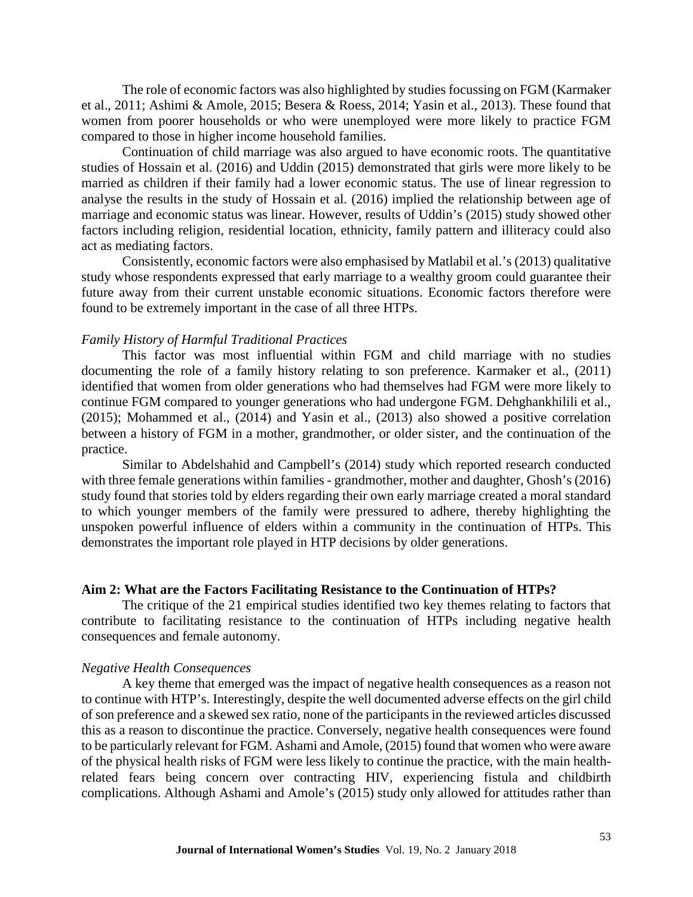The role of economic factors was also highlighted by studies focussing on FGM (Karmaker et al., 2011; Ashimi & Amole, 2015; Besera & Roess, 2014; Yasin et al., 2013). These found that women from poorer households or who were unemployed were more likely to practice FGM compared to those in higher income household families.

Continuation of child marriage was also argued to have economic roots. The quantitative studies of Hossain et al. (2016) and Uddin (2015) demonstrated that girls were more likely to be married as children if their family had a lower economic status. The use of linear regression to analyse the results in the study of Hossain et al. (2016) implied the relationship between age of marriage and economic status was linear. However, results of Uddin's (2015) study showed other factors including religion, residential location, ethnicity, family pattern and illiteracy could also act as mediating factors.

Consistently, economic factors were also emphasised by Matlabil et al.'s (2013) qualitative study whose respondents expressed that early marriage to a wealthy groom could guarantee their future away from their current unstable economic situations. Economic factors therefore were found to be extremely important in the case of all three HTPs.

### *Family History of Harmful Traditional Practices*

This factor was most influential within FGM and child marriage with no studies documenting the role of a family history relating to son preference. Karmaker et al., (2011) identified that women from older generations who had themselves had FGM were more likely to continue FGM compared to younger generations who had undergone FGM. Dehghankhilili et al., (2015); Mohammed et al., (2014) and Yasin et al., (2013) also showed a positive correlation between a history of FGM in a mother, grandmother, or older sister, and the continuation of the practice.

Similar to Abdelshahid and Campbell's (2014) study which reported research conducted with three female generations within families - grandmother, mother and daughter, Ghosh's (2016) study found that stories told by elders regarding their own early marriage created a moral standard to which younger members of the family were pressured to adhere, thereby highlighting the unspoken powerful influence of elders within a community in the continuation of HTPs. This demonstrates the important role played in HTP decisions by older generations.

## **Aim 2: What are the Factors Facilitating Resistance to the Continuation of HTPs?**

The critique of the 21 empirical studies identified two key themes relating to factors that contribute to facilitating resistance to the continuation of HTPs including negative health consequences and female autonomy.

### *Negative Health Consequences*

A key theme that emerged was the impact of negative health consequences as a reason not to continue with HTP's. Interestingly, despite the well documented adverse effects on the girl child of son preference and a skewed sex ratio, none of the participants in the reviewed articles discussed this as a reason to discontinue the practice. Conversely, negative health consequences were found to be particularly relevant for FGM. Ashami and Amole, (2015) found that women who were aware of the physical health risks of FGM were less likely to continue the practice, with the main health-related fears being concern over contracting HIV, experiencing fistula and childbirth complications. Although Ashami and Amole's (2015) study only allowed for attitudes rather than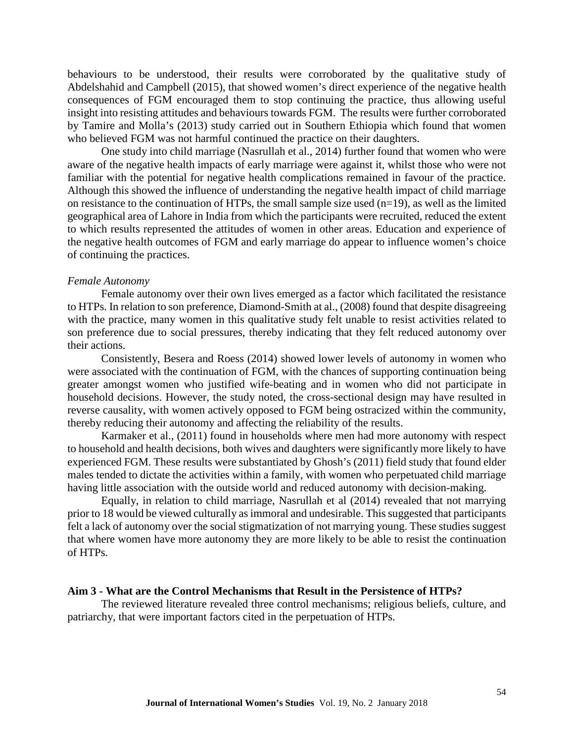behaviours to be understood, their results were corroborated by the qualitative study of Abdelshahid and Campbell (2015), that showed women's direct experience of the negative health consequences of FGM encouraged them to stop continuing the practice, thus allowing useful insight into resisting attitudes and behaviours towards FGM. The results were further corroborated by Tamire and Molla's (2013) study carried out in Southern Ethiopia which found that women who believed FGM was not harmful continued the practice on their daughters.

One study into child marriage (Nasrullah et al., 2014) further found that women who were aware of the negative health impacts of early marriage were against it, whilst those who were not familiar with the potential for negative health complications remained in favour of the practice. Although this showed the influence of understanding the negative health impact of child marriage on resistance to the continuation of HTPs, the small sample size used (n=19), as well as the limited geographical area of Lahore in India from which the participants were recruited, reduced the extent to which results represented the attitudes of women in other areas. Education and experience of the negative health outcomes of FGM and early marriage do appear to influence women's choice of continuing the practices.

*Female Autonomy*

Female autonomy over their own lives emerged as a factor which facilitated the resistance to HTPs. In relation to son preference, Diamond-Smith at al., (2008) found that despite disagreeing with the practice, many women in this qualitative study felt unable to resist activities related to son preference due to social pressures, thereby indicating that they felt reduced autonomy over their actions.

Consistently, Besera and Roess (2014) showed lower levels of autonomy in women who were associated with the continuation of FGM, with the chances of supporting continuation being greater amongst women who justified wife-beating and in women who did not participate in household decisions. However, the study noted, the cross-sectional design may have resulted in reverse causality, with women actively opposed to FGM being ostracized within the community, thereby reducing their autonomy and affecting the reliability of the results.

Karmaker et al., (2011) found in households where men had more autonomy with respect to household and health decisions, both wives and daughters were significantly more likely to have experienced FGM. These results were substantiated by Ghosh's (2011) field study that found elder males tended to dictate the activities within a family, with women who perpetuated child marriage having little association with the outside world and reduced autonomy with decision-making.

Equally, in relation to child marriage, Nasrullah et al (2014) revealed that not marrying prior to 18 would be viewed culturally as immoral and undesirable. This suggested that participants felt a lack of autonomy over the social stigmatization of not marrying young. These studies suggest that where women have more autonomy they are more likely to be able to resist the continuation of HTPs.

**Aim 3 - What are the Control Mechanisms that Result in the Persistence of HTPs?**

The reviewed literature revealed three control mechanisms; religious beliefs, culture, and patriarchy, that were important factors cited in the perpetuation of HTPs.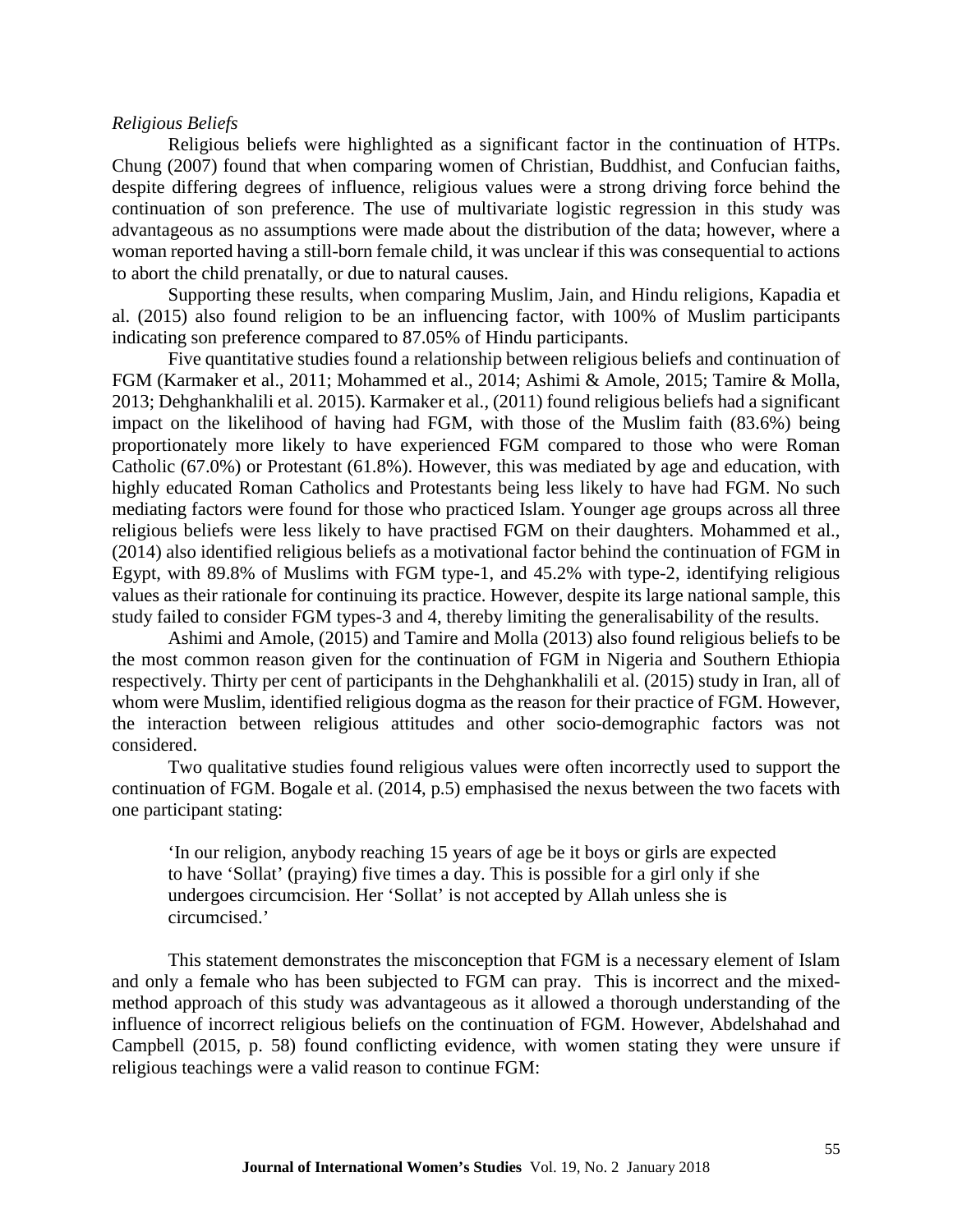*Religious Beliefs*

Religious beliefs were highlighted as a significant factor in the continuation of HTPs. Chung (2007) found that when comparing women of Christian, Buddhist, and Confucian faiths, despite differing degrees of influence, religious values were a strong driving force behind the continuation of son preference. The use of multivariate logistic regression in this study was advantageous as no assumptions were made about the distribution of the data; however, where a woman reported having a still-born female child, it was unclear if this was consequential to actions to abort the child prenatally, or due to natural causes.

Supporting these results, when comparing Muslim, Jain, and Hindu religions, Kapadia et al. (2015) also found religion to be an influencing factor, with 100% of Muslim participants indicating son preference compared to 87.05% of Hindu participants.

Five quantitative studies found a relationship between religious beliefs and continuation of FGM (Karmaker et al., 2011; Mohammed et al., 2014; Ashimi & Amole, 2015; Tamire & Molla, 2013; Dehghankhalili et al. 2015). Karmaker et al., (2011) found religious beliefs had a significant impact on the likelihood of having had FGM, with those of the Muslim faith (83.6%) being proportionately more likely to have experienced FGM compared to those who were Roman Catholic (67.0%) or Protestant (61.8%). However, this was mediated by age and education, with highly educated Roman Catholics and Protestants being less likely to have had FGM. No such mediating factors were found for those who practiced Islam. Younger age groups across all three religious beliefs were less likely to have practised FGM on their daughters. Mohammed et al., (2014) also identified religious beliefs as a motivational factor behind the continuation of FGM in Egypt, with 89.8% of Muslims with FGM type-1, and 45.2% with type-2, identifying religious values as their rationale for continuing its practice. However, despite its large national sample, this study failed to consider FGM types-3 and 4, thereby limiting the generalisability of the results.

Ashimi and Amole, (2015) and Tamire and Molla (2013) also found religious beliefs to be the most common reason given for the continuation of FGM in Nigeria and Southern Ethiopia respectively. Thirty per cent of participants in the Dehghankhalili et al. (2015) study in Iran, all of whom were Muslim, identified religious dogma as the reason for their practice of FGM. However, the interaction between religious attitudes and other socio-demographic factors was not considered.

Two qualitative studies found religious values were often incorrectly used to support the continuation of FGM. Bogale et al. (2014, p.5) emphasised the nexus between the two facets with one participant stating:

> 'In our religion, anybody reaching 15 years of age be it boys or girls are expected to have 'Sollat' (praying) five times a day. This is possible for a girl only if she undergoes circumcision. Her 'Sollat' is not accepted by Allah unless she is circumcised.'

This statement demonstrates the misconception that FGM is a necessary element of Islam and only a female who has been subjected to FGM can pray. This is incorrect and the mixed-method approach of this study was advantageous as it allowed a thorough understanding of the influence of incorrect religious beliefs on the continuation of FGM. However, Abdelshahad and Campbell (2015, p. 58) found conflicting evidence, with women stating they were unsure if religious teachings were a valid reason to continue FGM: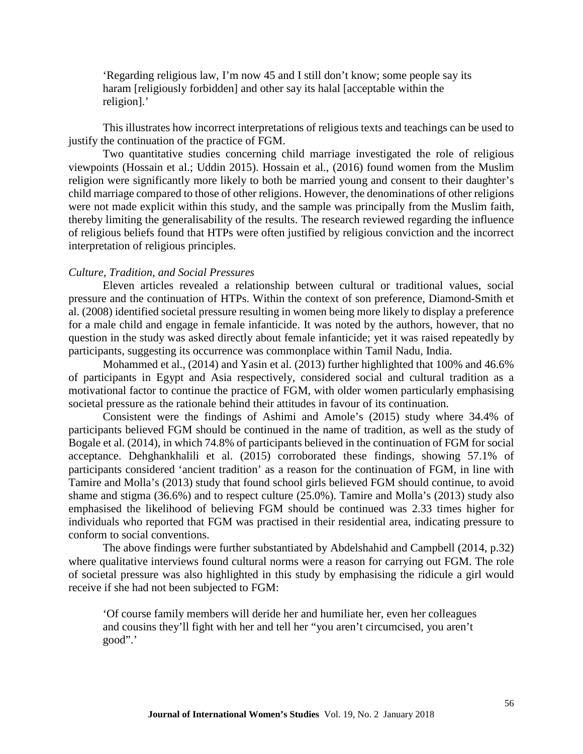> 'Regarding religious law, I'm now 45 and I still don't know; some people say its haram [religiously forbidden] and other say its halal [acceptable within the religion].'

This illustrates how incorrect interpretations of religious texts and teachings can be used to justify the continuation of the practice of FGM.

Two quantitative studies concerning child marriage investigated the role of religious viewpoints (Hossain et al.; Uddin 2015). Hossain et al., (2016) found women from the Muslim religion were significantly more likely to both be married young and consent to their daughter's child marriage compared to those of other religions. However, the denominations of other religions were not made explicit within this study, and the sample was principally from the Muslim faith, thereby limiting the generalisability of the results. The research reviewed regarding the influence of religious beliefs found that HTPs were often justified by religious conviction and the incorrect interpretation of religious principles.

*Culture, Tradition, and Social Pressures*

Eleven articles revealed a relationship between cultural or traditional values, social pressure and the continuation of HTPs. Within the context of son preference, Diamond-Smith et al. (2008) identified societal pressure resulting in women being more likely to display a preference for a male child and engage in female infanticide. It was noted by the authors, however, that no question in the study was asked directly about female infanticide; yet it was raised repeatedly by participants, suggesting its occurrence was commonplace within Tamil Nadu, India.

Mohammed et al., (2014) and Yasin et al. (2013) further highlighted that 100% and 46.6% of participants in Egypt and Asia respectively, considered social and cultural tradition as a motivational factor to continue the practice of FGM, with older women particularly emphasising societal pressure as the rationale behind their attitudes in favour of its continuation.

Consistent were the findings of Ashimi and Amole's (2015) study where 34.4% of participants believed FGM should be continued in the name of tradition, as well as the study of Bogale et al. (2014), in which 74.8% of participants believed in the continuation of FGM for social acceptance. Dehghankhalili et al. (2015) corroborated these findings, showing 57.1% of participants considered 'ancient tradition' as a reason for the continuation of FGM, in line with Tamire and Molla's (2013) study that found school girls believed FGM should continue, to avoid shame and stigma (36.6%) and to respect culture (25.0%). Tamire and Molla's (2013) study also emphasised the likelihood of believing FGM should be continued was 2.33 times higher for individuals who reported that FGM was practised in their residential area, indicating pressure to conform to social conventions.

The above findings were further substantiated by Abdelshahid and Campbell (2014, p.32) where qualitative interviews found cultural norms were a reason for carrying out FGM. The role of societal pressure was also highlighted in this study by emphasising the ridicule a girl would receive if she had not been subjected to FGM:

> 'Of course family members will deride her and humiliate her, even her colleagues and cousins they'll fight with her and tell her "you aren't circumcised, you aren't good".'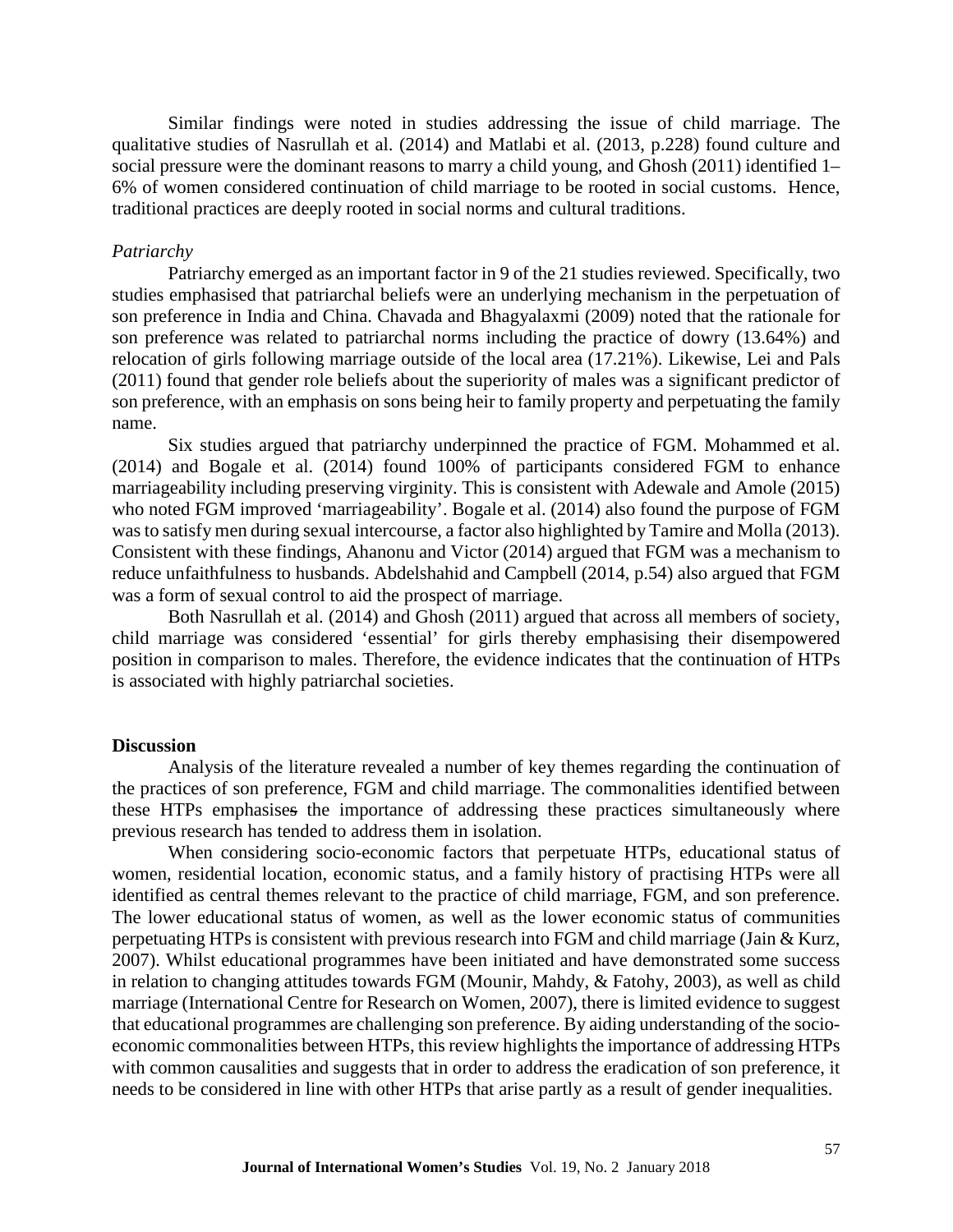Similar findings were noted in studies addressing the issue of child marriage. The qualitative studies of Nasrullah et al. (2014) and Matlabi et al. (2013, p.228) found culture and social pressure were the dominant reasons to marry a child young, and Ghosh (2011) identified 1–6% of women considered continuation of child marriage to be rooted in social customs. Hence, traditional practices are deeply rooted in social norms and cultural traditions.

*Patriarchy*

Patriarchy emerged as an important factor in 9 of the 21 studies reviewed. Specifically, two studies emphasised that patriarchal beliefs were an underlying mechanism in the perpetuation of son preference in India and China. Chavada and Bhagyalaxmi (2009) noted that the rationale for son preference was related to patriarchal norms including the practice of dowry (13.64%) and relocation of girls following marriage outside of the local area (17.21%). Likewise, Lei and Pals (2011) found that gender role beliefs about the superiority of males was a significant predictor of son preference, with an emphasis on sons being heir to family property and perpetuating the family name.

Six studies argued that patriarchy underpinned the practice of FGM. Mohammed et al. (2014) and Bogale et al. (2014) found 100% of participants considered FGM to enhance marriageability including preserving virginity. This is consistent with Adewale and Amole (2015) who noted FGM improved 'marriageability'. Bogale et al. (2014) also found the purpose of FGM was to satisfy men during sexual intercourse, a factor also highlighted by Tamire and Molla (2013). Consistent with these findings, Ahanonu and Victor (2014) argued that FGM was a mechanism to reduce unfaithfulness to husbands. Abdelshahid and Campbell (2014, p.54) also argued that FGM was a form of sexual control to aid the prospect of marriage.

Both Nasrullah et al. (2014) and Ghosh (2011) argued that across all members of society, child marriage was considered 'essential' for girls thereby emphasising their disempowered position in comparison to males. Therefore, the evidence indicates that the continuation of HTPs is associated with highly patriarchal societies.

## Discussion

Analysis of the literature revealed a number of key themes regarding the continuation of the practices of son preference, FGM and child marriage. The commonalities identified between these HTPs emphasises the importance of addressing these practices simultaneously where previous research has tended to address them in isolation.

When considering socio-economic factors that perpetuate HTPs, educational status of women, residential location, economic status, and a family history of practising HTPs were all identified as central themes relevant to the practice of child marriage, FGM, and son preference. The lower educational status of women, as well as the lower economic status of communities perpetuating HTPs is consistent with previous research into FGM and child marriage (Jain & Kurz, 2007). Whilst educational programmes have been initiated and have demonstrated some success in relation to changing attitudes towards FGM (Mounir, Mahdy, & Fatohy, 2003), as well as child marriage (International Centre for Research on Women, 2007), there is limited evidence to suggest that educational programmes are challenging son preference. By aiding understanding of the socio-economic commonalities between HTPs, this review highlights the importance of addressing HTPs with common causalities and suggests that in order to address the eradication of son preference, it needs to be considered in line with other HTPs that arise partly as a result of gender inequalities.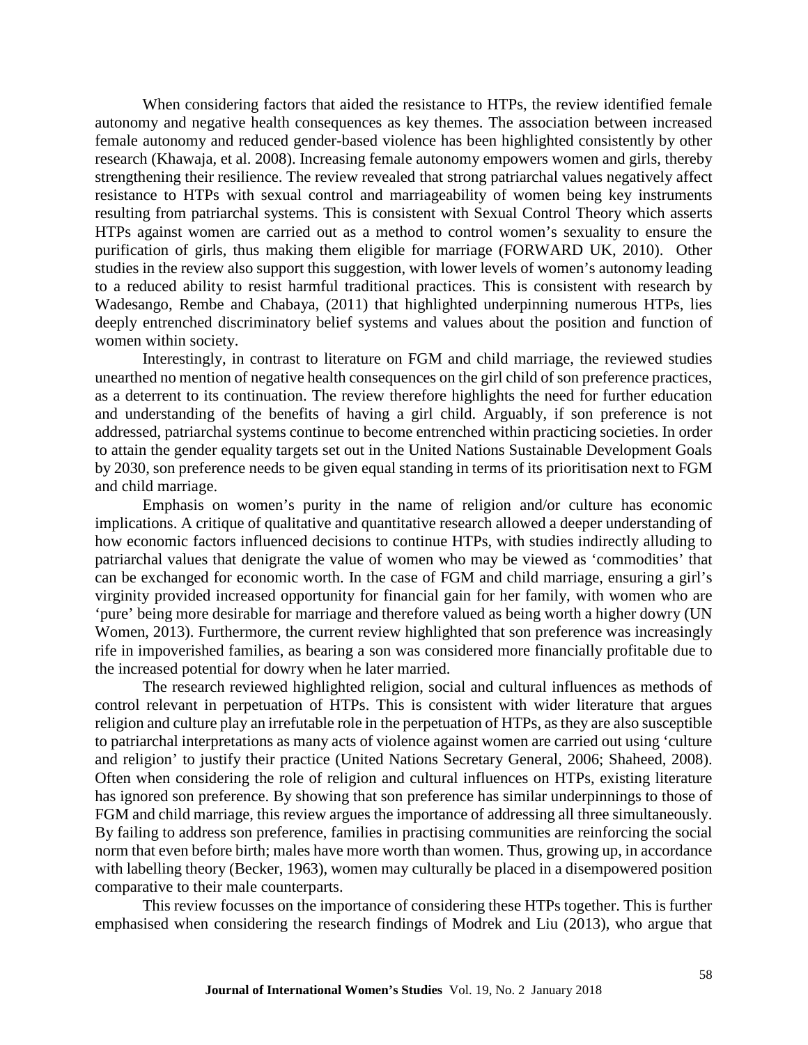When considering factors that aided the resistance to HTPs, the review identified female autonomy and negative health consequences as key themes. The association between increased female autonomy and reduced gender-based violence has been highlighted consistently by other research (Khawaja, et al. 2008). Increasing female autonomy empowers women and girls, thereby strengthening their resilience. The review revealed that strong patriarchal values negatively affect resistance to HTPs with sexual control and marriageability of women being key instruments resulting from patriarchal systems. This is consistent with Sexual Control Theory which asserts HTPs against women are carried out as a method to control women's sexuality to ensure the purification of girls, thus making them eligible for marriage (FORWARD UK, 2010). Other studies in the review also support this suggestion, with lower levels of women's autonomy leading to a reduced ability to resist harmful traditional practices. This is consistent with research by Wadesango, Rembe and Chabaya, (2011) that highlighted underpinning numerous HTPs, lies deeply entrenched discriminatory belief systems and values about the position and function of women within society.

Interestingly, in contrast to literature on FGM and child marriage, the reviewed studies unearthed no mention of negative health consequences on the girl child of son preference practices, as a deterrent to its continuation. The review therefore highlights the need for further education and understanding of the benefits of having a girl child. Arguably, if son preference is not addressed, patriarchal systems continue to become entrenched within practicing societies. In order to attain the gender equality targets set out in the United Nations Sustainable Development Goals by 2030, son preference needs to be given equal standing in terms of its prioritisation next to FGM and child marriage.

Emphasis on women's purity in the name of religion and/or culture has economic implications. A critique of qualitative and quantitative research allowed a deeper understanding of how economic factors influenced decisions to continue HTPs, with studies indirectly alluding to patriarchal values that denigrate the value of women who may be viewed as 'commodities' that can be exchanged for economic worth. In the case of FGM and child marriage, ensuring a girl's virginity provided increased opportunity for financial gain for her family, with women who are 'pure' being more desirable for marriage and therefore valued as being worth a higher dowry (UN Women, 2013). Furthermore, the current review highlighted that son preference was increasingly rife in impoverished families, as bearing a son was considered more financially profitable due to the increased potential for dowry when he later married.

The research reviewed highlighted religion, social and cultural influences as methods of control relevant in perpetuation of HTPs. This is consistent with wider literature that argues religion and culture play an irrefutable role in the perpetuation of HTPs, as they are also susceptible to patriarchal interpretations as many acts of violence against women are carried out using 'culture and religion' to justify their practice (United Nations Secretary General, 2006; Shaheed, 2008). Often when considering the role of religion and cultural influences on HTPs, existing literature has ignored son preference. By showing that son preference has similar underpinnings to those of FGM and child marriage, this review argues the importance of addressing all three simultaneously. By failing to address son preference, families in practising communities are reinforcing the social norm that even before birth; males have more worth than women. Thus, growing up, in accordance with labelling theory (Becker, 1963), women may culturally be placed in a disempowered position comparative to their male counterparts.

This review focusses on the importance of considering these HTPs together. This is further emphasised when considering the research findings of Modrek and Liu (2013), who argue that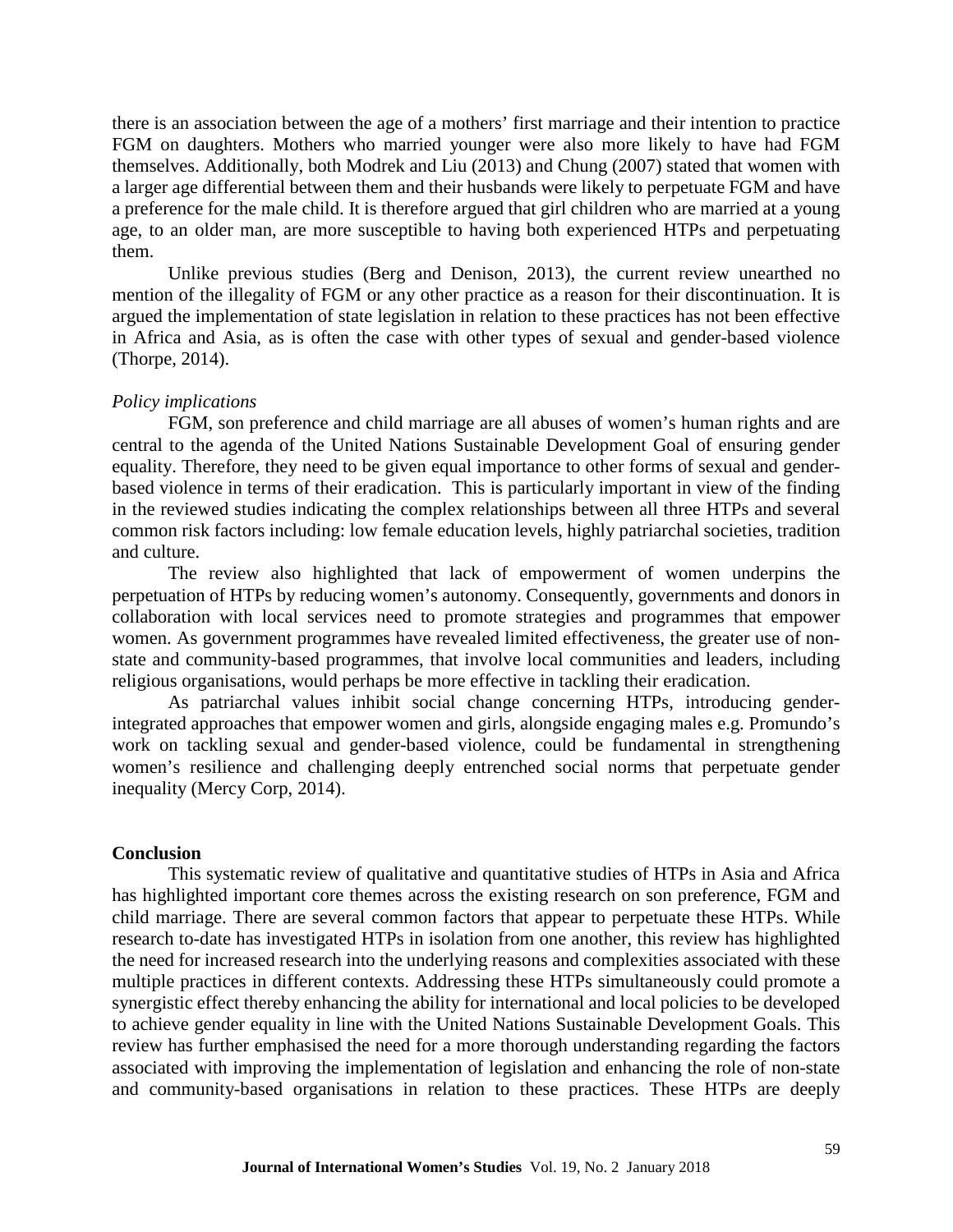there is an association between the age of a mothers' first marriage and their intention to practice FGM on daughters. Mothers who married younger were also more likely to have had FGM themselves. Additionally, both Modrek and Liu (2013) and Chung (2007) stated that women with a larger age differential between them and their husbands were likely to perpetuate FGM and have a preference for the male child. It is therefore argued that girl children who are married at a young age, to an older man, are more susceptible to having both experienced HTPs and perpetuating them.

Unlike previous studies (Berg and Denison, 2013), the current review unearthed no mention of the illegality of FGM or any other practice as a reason for their discontinuation. It is argued the implementation of state legislation in relation to these practices has not been effective in Africa and Asia, as is often the case with other types of sexual and gender-based violence (Thorpe, 2014).

*Policy implications*

FGM, son preference and child marriage are all abuses of women's human rights and are central to the agenda of the United Nations Sustainable Development Goal of ensuring gender equality. Therefore, they need to be given equal importance to other forms of sexual and gender-based violence in terms of their eradication. This is particularly important in view of the finding in the reviewed studies indicating the complex relationships between all three HTPs and several common risk factors including: low female education levels, highly patriarchal societies, tradition and culture.

The review also highlighted that lack of empowerment of women underpins the perpetuation of HTPs by reducing women's autonomy. Consequently, governments and donors in collaboration with local services need to promote strategies and programmes that empower women. As government programmes have revealed limited effectiveness, the greater use of non-state and community-based programmes, that involve local communities and leaders, including religious organisations, would perhaps be more effective in tackling their eradication.

As patriarchal values inhibit social change concerning HTPs, introducing gender-integrated approaches that empower women and girls, alongside engaging males e.g. Promundo's work on tackling sexual and gender-based violence, could be fundamental in strengthening women's resilience and challenging deeply entrenched social norms that perpetuate gender inequality (Mercy Corp, 2014).

**Conclusion**

This systematic review of qualitative and quantitative studies of HTPs in Asia and Africa has highlighted important core themes across the existing research on son preference, FGM and child marriage. There are several common factors that appear to perpetuate these HTPs. While research to-date has investigated HTPs in isolation from one another, this review has highlighted the need for increased research into the underlying reasons and complexities associated with these multiple practices in different contexts. Addressing these HTPs simultaneously could promote a synergistic effect thereby enhancing the ability for international and local policies to be developed to achieve gender equality in line with the United Nations Sustainable Development Goals. This review has further emphasised the need for a more thorough understanding regarding the factors associated with improving the implementation of legislation and enhancing the role of non-state and community-based organisations in relation to these practices. These HTPs are deeply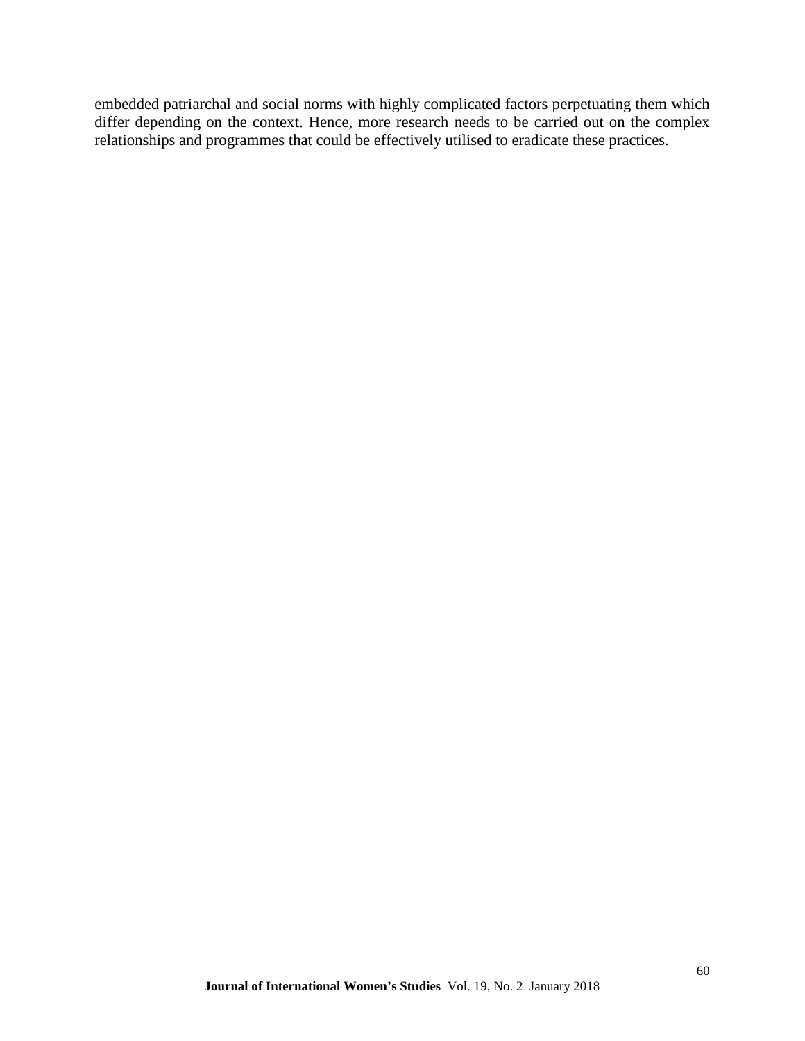embedded patriarchal and social norms with highly complicated factors perpetuating them which differ depending on the context. Hence, more research needs to be carried out on the complex relationships and programmes that could be effectively utilised to eradicate these practices.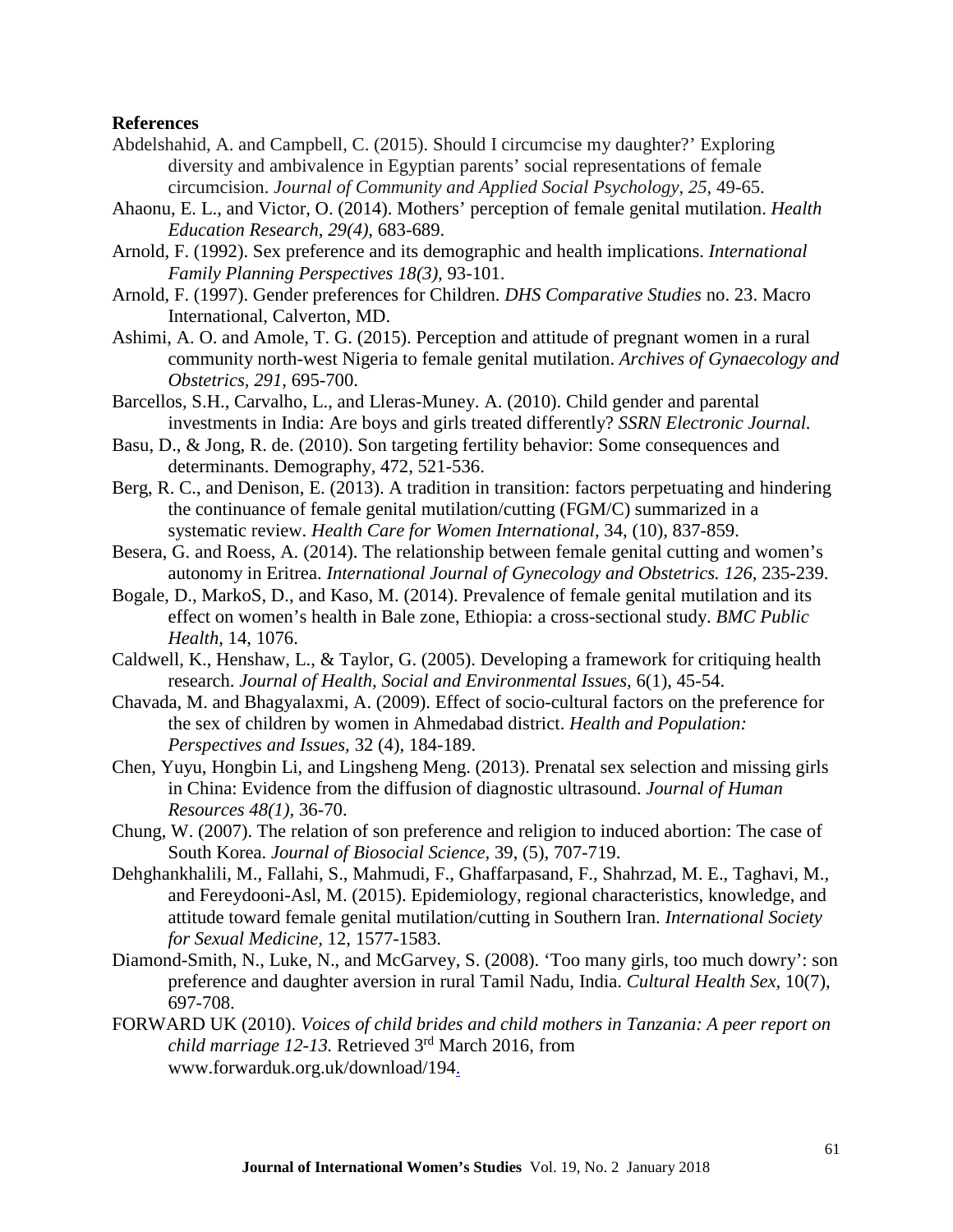**References**

Abdelshahid, A. and Campbell, C. (2015). Should I circumcise my daughter?' Exploring diversity and ambivalence in Egyptian parents' social representations of female circumcision. *Journal of Community and Applied Social Psychology, 25,* 49-65.

Ahaonu, E. L., and Victor, O. (2014). Mothers' perception of female genital mutilation. *Health Education Research, 29(4),* 683-689.

Arnold, F. (1992). Sex preference and its demographic and health implications. *International Family Planning Perspectives 18(3),* 93-101.

Arnold, F. (1997). Gender preferences for Children. *DHS Comparative Studies* no. 23. Macro International, Calverton, MD.

Ashimi, A. O. and Amole, T. G. (2015). Perception and attitude of pregnant women in a rural community north-west Nigeria to female genital mutilation. *Archives of Gynaecology and Obstetrics, 291,* 695-700.

Barcellos, S.H., Carvalho, L., and Lleras-Muney. A. (2010). Child gender and parental investments in India: Are boys and girls treated differently? *SSRN Electronic Journal.*

Basu, D., & Jong, R. de. (2010). Son targeting fertility behavior: Some consequences and determinants. Demography, 472, 521-536.

Berg, R. C., and Denison, E. (2013). A tradition in transition: factors perpetuating and hindering the continuance of female genital mutilation/cutting (FGM/C) summarized in a systematic review. *Health Care for Women International,* 34, (10), 837-859.

Besera, G. and Roess, A. (2014). The relationship between female genital cutting and women's autonomy in Eritrea. *International Journal of Gynecology and Obstetrics. 126,* 235-239.

Bogale, D., MarkoS, D., and Kaso, M. (2014). Prevalence of female genital mutilation and its effect on women's health in Bale zone, Ethiopia: a cross-sectional study. *BMC Public Health,* 14, 1076.

Caldwell, K., Henshaw, L., & Taylor, G. (2005). Developing a framework for critiquing health research. *Journal of Health, Social and Environmental Issues,* 6(1), 45-54.

Chavada, M. and Bhagyalaxmi, A. (2009). Effect of socio-cultural factors on the preference for the sex of children by women in Ahmedabad district. *Health and Population: Perspectives and Issues,* 32 (4), 184-189.

Chen, Yuyu, Hongbin Li, and Lingsheng Meng. (2013). Prenatal sex selection and missing girls in China: Evidence from the diffusion of diagnostic ultrasound. *Journal of Human Resources 48(1),* 36-70.

Chung, W. (2007). The relation of son preference and religion to induced abortion: The case of South Korea. *Journal of Biosocial Science,* 39, (5), 707-719.

Dehghankhalili, M., Fallahi, S., Mahmudi, F., Ghaffarpasand, F., Shahrzad, M. E., Taghavi, M., and Fereydooni-Asl, M. (2015). Epidemiology, regional characteristics, knowledge, and attitude toward female genital mutilation/cutting in Southern Iran. *International Society for Sexual Medicine,* 12, 1577-1583.

Diamond-Smith, N., Luke, N., and McGarvey, S. (2008). 'Too many girls, too much dowry': son preference and daughter aversion in rural Tamil Nadu, India. *Cultural Health Sex,* 10(7), 697-708.

FORWARD UK (2010). *Voices of child brides and child mothers in Tanzania: A peer report on child marriage 12-13.* Retrieved 3rd March 2016, from www.forwarduk.org.uk/download/194.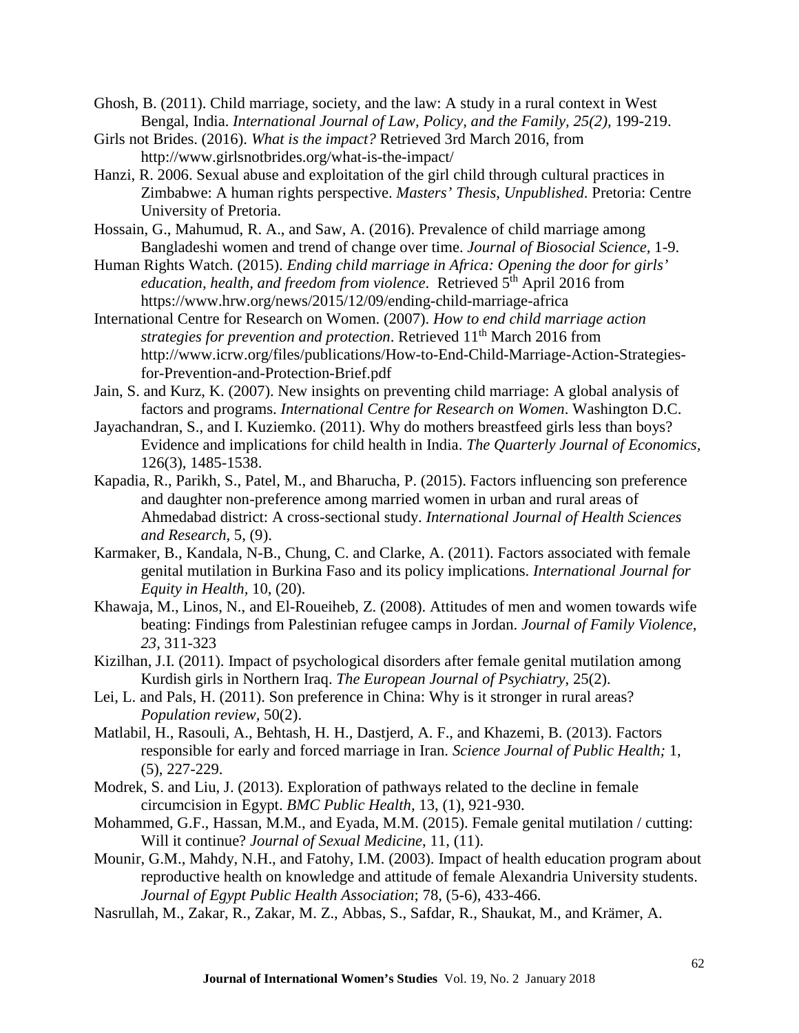Ghosh, B. (2011). Child marriage, society, and the law: A study in a rural context in West Bengal, India. *International Journal of Law, Policy, and the Family, 25(2),* 199-219.

Girls not Brides. (2016). *What is the impact?* Retrieved 3rd March 2016, from http://www.girlsnotbrides.org/what-is-the-impact/

Hanzi, R. 2006. Sexual abuse and exploitation of the girl child through cultural practices in Zimbabwe: A human rights perspective. *Masters' Thesis, Unpublished*. Pretoria: Centre University of Pretoria.

Hossain, G., Mahumud, R. A., and Saw, A. (2016). Prevalence of child marriage among Bangladeshi women and trend of change over time. *Journal of Biosocial Science,* 1-9.

Human Rights Watch. (2015). *Ending child marriage in Africa: Opening the door for girls' education, health, and freedom from violence*. Retrieved 5th April 2016 from https://www.hrw.org/news/2015/12/09/ending-child-marriage-africa

International Centre for Research on Women. (2007). *How to end child marriage action strategies for prevention and protection*. Retrieved 11th March 2016 from http://www.icrw.org/files/publications/How-to-End-Child-Marriage-Action-Strategies-for-Prevention-and-Protection-Brief.pdf

Jain, S. and Kurz, K. (2007). New insights on preventing child marriage: A global analysis of factors and programs. *International Centre for Research on Women*. Washington D.C.

Jayachandran, S., and I. Kuziemko. (2011). Why do mothers breastfeed girls less than boys? Evidence and implications for child health in India. *The Quarterly Journal of Economics,* 126(3), 1485-1538.

Kapadia, R., Parikh, S., Patel, M., and Bharucha, P. (2015). Factors influencing son preference and daughter non-preference among married women in urban and rural areas of Ahmedabad district: A cross-sectional study. *International Journal of Health Sciences and Research,* 5, (9).

Karmaker, B., Kandala, N-B., Chung, C. and Clarke, A. (2011). Factors associated with female genital mutilation in Burkina Faso and its policy implications. *International Journal for Equity in Health,* 10, (20).

Khawaja, M., Linos, N., and El-Roueiheb, Z. (2008). Attitudes of men and women towards wife beating: Findings from Palestinian refugee camps in Jordan. *Journal of Family Violence, 23,* 311-323

Kizilhan, J.I. (2011). Impact of psychological disorders after female genital mutilation among Kurdish girls in Northern Iraq. *The European Journal of Psychiatry,* 25(2).

Lei, L. and Pals, H. (2011). Son preference in China: Why is it stronger in rural areas? *Population review*, 50(2).

Matlabil, H., Rasouli, A., Behtash, H. H., Dastjerd, A. F., and Khazemi, B. (2013). Factors responsible for early and forced marriage in Iran. *Science Journal of Public Health;* 1, (5), 227-229.

Modrek, S. and Liu, J. (2013). Exploration of pathways related to the decline in female circumcision in Egypt. *BMC Public Health*, 13, (1), 921-930.

Mohammed, G.F., Hassan, M.M., and Eyada, M.M. (2015). Female genital mutilation / cutting: Will it continue? *Journal of Sexual Medicine*, 11, (11).

Mounir, G.M., Mahdy, N.H., and Fatohy, I.M. (2003). Impact of health education program about reproductive health on knowledge and attitude of female Alexandria University students. *Journal of Egypt Public Health Association*; 78, (5-6), 433-466.

Nasrullah, M., Zakar, R., Zakar, M. Z., Abbas, S., Safdar, R., Shaukat, M., and Krämer, A.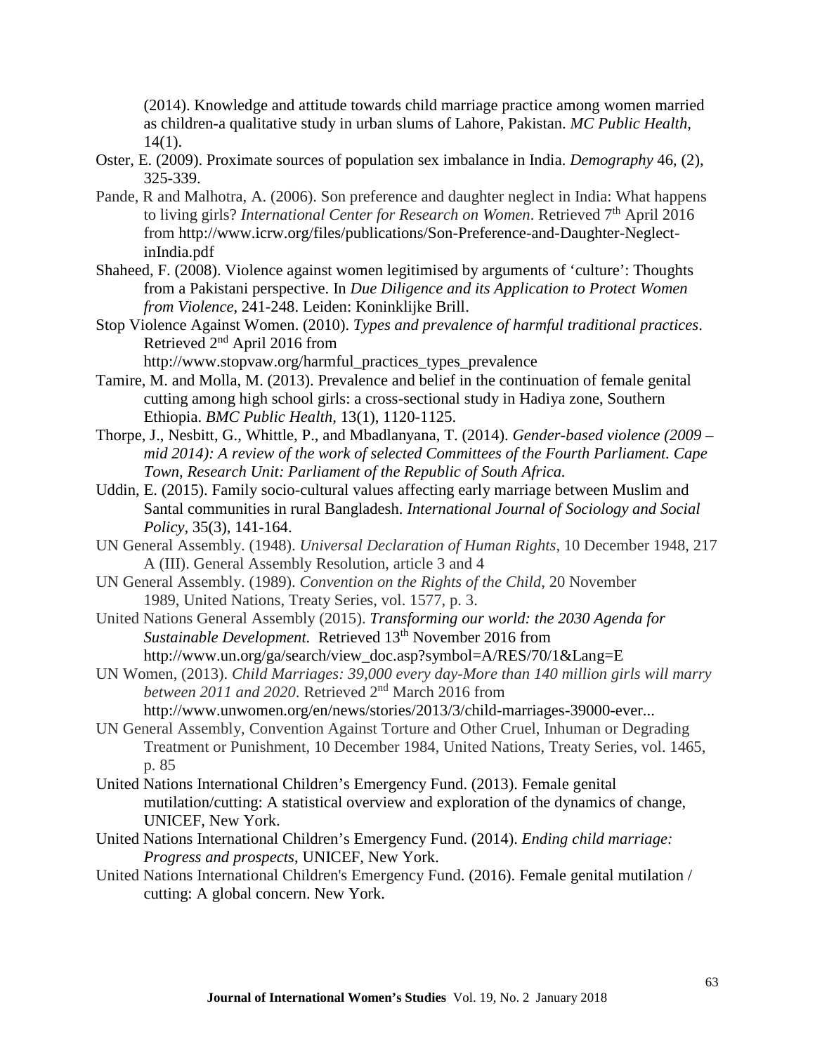(2014). Knowledge and attitude towards child marriage practice among women married as children-a qualitative study in urban slums of Lahore, Pakistan. *MC Public Health*, 14(1).

Oster, E. (2009). Proximate sources of population sex imbalance in India. *Demography* 46, (2), 325-339.

Pande, R and Malhotra, A. (2006). Son preference and daughter neglect in India: What happens to living girls? *International Center for Research on Women*. Retrieved 7th April 2016 from http://www.icrw.org/files/publications/Son-Preference-and-Daughter-Neglect-inIndia.pdf

Shaheed, F. (2008). Violence against women legitimised by arguments of 'culture': Thoughts from a Pakistani perspective. In *Due Diligence and its Application to Protect Women from Violence*, 241-248. Leiden: Koninklijke Brill.

Stop Violence Against Women. (2010). *Types and prevalence of harmful traditional practices*. Retrieved 2nd April 2016 from http://www.stopvaw.org/harmful_practices_types_prevalence

Tamire, M. and Molla, M. (2013). Prevalence and belief in the continuation of female genital cutting among high school girls: a cross-sectional study in Hadiya zone, Southern Ethiopia. *BMC Public Health*, 13(1), 1120-1125.

Thorpe, J., Nesbitt, G., Whittle, P., and Mbadlanyana, T. (2014). *Gender-based violence (2009 – mid 2014): A review of the work of selected Committees of the Fourth Parliament. Cape Town, Research Unit: Parliament of the Republic of South Africa.*

Uddin, E. (2015). Family socio-cultural values affecting early marriage between Muslim and Santal communities in rural Bangladesh. *International Journal of Sociology and Social Policy*, 35(3), 141-164.

UN General Assembly. (1948). *Universal Declaration of Human Rights*, 10 December 1948, 217 A (III). General Assembly Resolution, article 3 and 4

UN General Assembly. (1989). *Convention on the Rights of the Child*, 20 November 1989, United Nations, Treaty Series, vol. 1577, p. 3.

United Nations General Assembly (2015). ***Transforming our world: the 2030 Agenda for** Sustainable Development.* Retrieved 13th November 2016 from http://www.un.org/ga/search/view_doc.asp?symbol=A/RES/70/1&Lang=E

UN Women, (2013). *Child Marriages: 39,000 every day-More than 140 million girls will marry between 2011 and 2020.* Retrieved 2nd March 2016 from http://www.unwomen.org/en/news/stories/2013/3/child-marriages-39000-ever...

UN General Assembly, Convention Against Torture and Other Cruel, Inhuman or Degrading Treatment or Punishment, 10 December 1984, United Nations, Treaty Series, vol. 1465, p. 85

United Nations International Children's Emergency Fund. (2013). Female genital mutilation/cutting: A statistical overview and exploration of the dynamics of change, UNICEF, New York.

United Nations International Children's Emergency Fund. (2014). *Ending child marriage: Progress and prospects*, UNICEF, New York.

United Nations International Children's Emergency Fund. (2016). Female genital mutilation / cutting: A global concern. New York.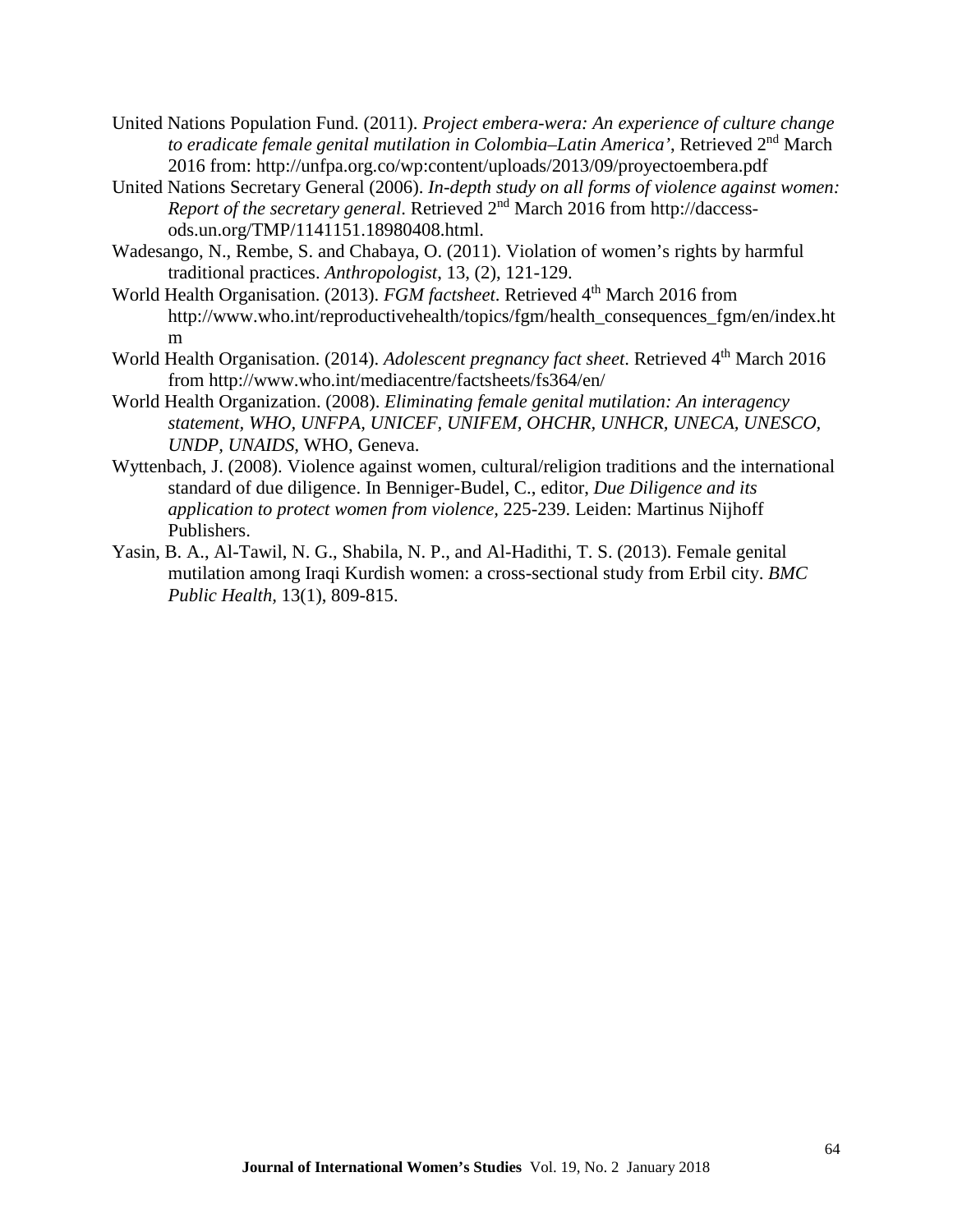United Nations Population Fund. (2011). *Project embera-wera: An experience of culture change to eradicate female genital mutilation in Colombia–Latin America'*, Retrieved 2nd March 2016 from: http://unfpa.org.co/wp:content/uploads/2013/09/proyectoembera.pdf

United Nations Secretary General (2006). *In-depth study on all forms of violence against women: Report of the secretary general*. Retrieved 2nd March 2016 from http://daccess-ods.un.org/TMP/1141151.18980408.html.

Wadesango, N., Rembe, S. and Chabaya, O. (2011). Violation of women's rights by harmful traditional practices. *Anthropologist*, 13, (2), 121-129.

World Health Organisation. (2013). *FGM factsheet*. Retrieved 4th March 2016 from http://www.who.int/reproductivehealth/topics/fgm/health_consequences_fgm/en/index.htm

World Health Organisation. (2014). *Adolescent pregnancy fact sheet*. Retrieved 4th March 2016 from http://www.who.int/mediacentre/factsheets/fs364/en/

World Health Organization. (2008). *Eliminating female genital mutilation: An interagency statement, WHO, UNFPA, UNICEF, UNIFEM, OHCHR, UNHCR, UNECA, UNESCO, UNDP, UNAIDS*, WHO, Geneva.

Wyttenbach, J. (2008). Violence against women, cultural/religion traditions and the international standard of due diligence. In Benniger-Budel, C., editor, *Due Diligence and its application to protect women from violence*, 225-239. Leiden: Martinus Nijhoff Publishers.

Yasin, B. A., Al-Tawil, N. G., Shabila, N. P., and Al-Hadithi, T. S. (2013). Female genital mutilation among Iraqi Kurdish women: a cross-sectional study from Erbil city. *BMC Public Health*, 13(1), 809-815.